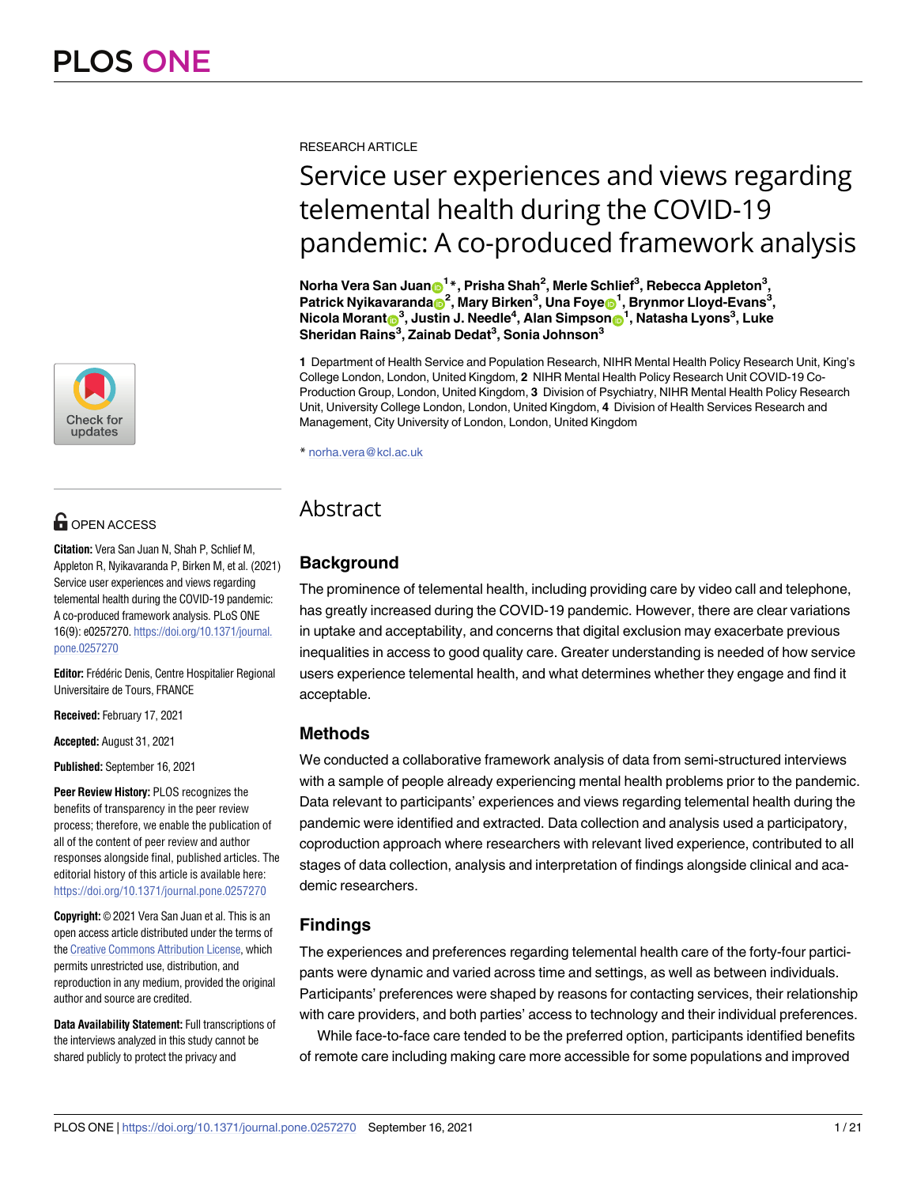RESEARCH ARTICLE

# Service user experiences and views regarding telemental health during the COVID-19 pandemic: A co-produced framework analysis

**Norha Vera San Juan[1]*, Prisha Shah[2], Merle Schlief[3], Rebecca Appleton[3], Patrick Nyikavaranda[2], Mary Birken[3], Una Foye[1], Brynmor Lloyd-Evans[3], Nicola Morant[3], Justin J. Needle[4], Alan Simpson[1], Natasha Lyons[3], Luke Sheridan Rains[3], Zainab Dedat[3], Sonia Johnson[3]**

**1** Department of Health Service and Population Research, NIHR Mental Health Policy Research Unit, King's College London, London, United Kingdom, **2** NIHR Mental Health Policy Research Unit COVID-19 Co-Production Group, London, United Kingdom, **3** Division of Psychiatry, NIHR Mental Health Policy Research Unit, University College London, London, United Kingdom, **4** Division of Health Services Research and Management, City University of London, London, United Kingdom

* norha.vera@kcl.ac.uk

OPEN ACCESS

**Citation:** Vera San Juan N, Shah P, Schlief M, Appleton R, Nyikavaranda P, Birken M, et al. (2021) Service user experiences and views regarding telemental health during the COVID-19 pandemic: A co-produced framework analysis. PLoS ONE 16(9): e0257270. https://doi.org/10.1371/journal.pone.0257270

**Editor:** Frédéric Denis, Centre Hospitalier Regional Universitaire de Tours, FRANCE

**Received:** February 17, 2021

**Accepted:** August 31, 2021

**Published:** September 16, 2021

**Peer Review History:** PLOS recognizes the benefits of transparency in the peer review process; therefore, we enable the publication of all of the content of peer review and author responses alongside final, published articles. The editorial history of this article is available here: https://doi.org/10.1371/journal.pone.0257270

**Copyright:** © 2021 Vera San Juan et al. This is an open access article distributed under the terms of the Creative Commons Attribution License, which permits unrestricted use, distribution, and reproduction in any medium, provided the original author and source are credited.

**Data Availability Statement:** Full transcriptions of the interviews analyzed in this study cannot be shared publicly to protect the privacy and

## Abstract

### Background

The prominence of telemental health, including providing care by video call and telephone, has greatly increased during the COVID-19 pandemic. However, there are clear variations in uptake and acceptability, and concerns that digital exclusion may exacerbate previous inequalities in access to good quality care. Greater understanding is needed of how service users experience telemental health, and what determines whether they engage and find it acceptable.

### Methods

We conducted a collaborative framework analysis of data from semi-structured interviews with a sample of people already experiencing mental health problems prior to the pandemic. Data relevant to participants' experiences and views regarding telemental health during the pandemic were identified and extracted. Data collection and analysis used a participatory, coproduction approach where researchers with relevant lived experience, contributed to all stages of data collection, analysis and interpretation of findings alongside clinical and academic researchers.

### Findings

The experiences and preferences regarding telemental health care of the forty-four participants were dynamic and varied across time and settings, as well as between individuals. Participants' preferences were shaped by reasons for contacting services, their relationship with care providers, and both parties' access to technology and their individual preferences.

While face-to-face care tended to be the preferred option, participants identified benefits of remote care including making care more accessible for some populations and improved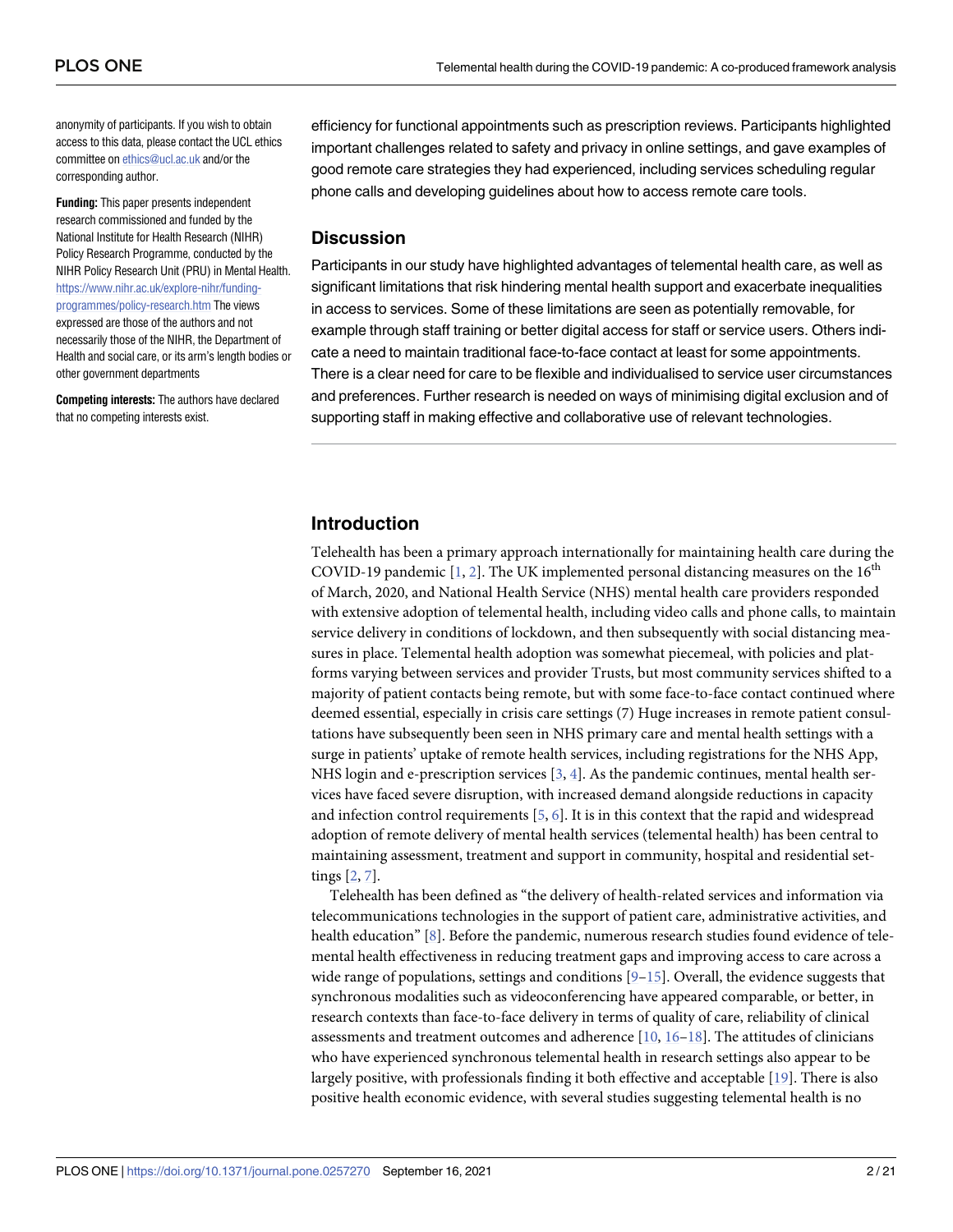anonymity of participants. If you wish to obtain access to this data, please contact the UCL ethics committee on ethics@ucl.ac.uk and/or the corresponding author.

**Funding:** This paper presents independent research commissioned and funded by the National Institute for Health Research (NIHR) Policy Research Programme, conducted by the NIHR Policy Research Unit (PRU) in Mental Health. https://www.nihr.ac.uk/explore-nihr/funding-programmes/policy-research.htm The views expressed are those of the authors and not necessarily those of the NIHR, the Department of Health and social care, or its arm's length bodies or other government departments

**Competing interests:** The authors have declared that no competing interests exist.

efficiency for functional appointments such as prescription reviews. Participants highlighted important challenges related to safety and privacy in online settings, and gave examples of good remote care strategies they had experienced, including services scheduling regular phone calls and developing guidelines about how to access remote care tools.

## Discussion

Participants in our study have highlighted advantages of telemental health care, as well as significant limitations that risk hindering mental health support and exacerbate inequalities in access to services. Some of these limitations are seen as potentially removable, for example through staff training or better digital access for staff or service users. Others indicate a need to maintain traditional face-to-face contact at least for some appointments. There is a clear need for care to be flexible and individualised to service user circumstances and preferences. Further research is needed on ways of minimising digital exclusion and of supporting staff in making effective and collaborative use of relevant technologies.

## Introduction

Telehealth has been a primary approach internationally for maintaining health care during the COVID-19 pandemic [1, 2]. The UK implemented personal distancing measures on the 16th of March, 2020, and National Health Service (NHS) mental health care providers responded with extensive adoption of telemental health, including video calls and phone calls, to maintain service delivery in conditions of lockdown, and then subsequently with social distancing measures in place. Telemental health adoption was somewhat piecemeal, with policies and platforms varying between services and provider Trusts, but most community services shifted to a majority of patient contacts being remote, but with some face-to-face contact continued where deemed essential, especially in crisis care settings (7) Huge increases in remote patient consultations have subsequently been seen in NHS primary care and mental health settings with a surge in patients' uptake of remote health services, including registrations for the NHS App, NHS login and e-prescription services [3, 4]. As the pandemic continues, mental health services have faced severe disruption, with increased demand alongside reductions in capacity and infection control requirements [5, 6]. It is in this context that the rapid and widespread adoption of remote delivery of mental health services (telemental health) has been central to maintaining assessment, treatment and support in community, hospital and residential settings [2, 7].

Telehealth has been defined as "the delivery of health-related services and information via telecommunications technologies in the support of patient care, administrative activities, and health education" [8]. Before the pandemic, numerous research studies found evidence of telemental health effectiveness in reducing treatment gaps and improving access to care across a wide range of populations, settings and conditions [9–15]. Overall, the evidence suggests that synchronous modalities such as videoconferencing have appeared comparable, or better, in research contexts than face-to-face delivery in terms of quality of care, reliability of clinical assessments and treatment outcomes and adherence [10, 16–18]. The attitudes of clinicians who have experienced synchronous telemental health in research settings also appear to be largely positive, with professionals finding it both effective and acceptable [19]. There is also positive health economic evidence, with several studies suggesting telemental health is no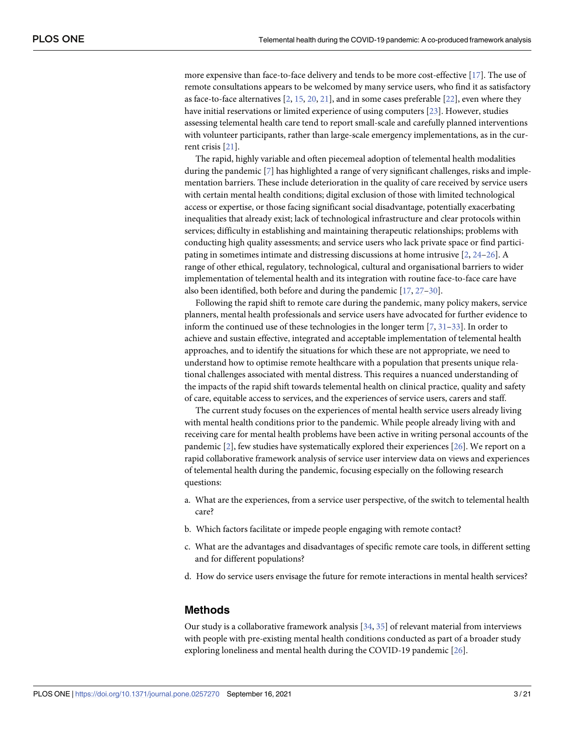more expensive than face-to-face delivery and tends to be more cost-effective [17]. The use of remote consultations appears to be welcomed by many service users, who find it as satisfactory as face-to-face alternatives [2, 15, 20, 21], and in some cases preferable [22], even where they have initial reservations or limited experience of using computers [23]. However, studies assessing telemental health care tend to report small-scale and carefully planned interventions with volunteer participants, rather than large-scale emergency implementations, as in the current crisis [21].

The rapid, highly variable and often piecemeal adoption of telemental health modalities during the pandemic [7] has highlighted a range of very significant challenges, risks and implementation barriers. These include deterioration in the quality of care received by service users with certain mental health conditions; digital exclusion of those with limited technological access or expertise, or those facing significant social disadvantage, potentially exacerbating inequalities that already exist; lack of technological infrastructure and clear protocols within services; difficulty in establishing and maintaining therapeutic relationships; problems with conducting high quality assessments; and service users who lack private space or find participating in sometimes intimate and distressing discussions at home intrusive [2, 24–26]. A range of other ethical, regulatory, technological, cultural and organisational barriers to wider implementation of telemental health and its integration with routine face-to-face care have also been identified, both before and during the pandemic [17, 27–30].

Following the rapid shift to remote care during the pandemic, many policy makers, service planners, mental health professionals and service users have advocated for further evidence to inform the continued use of these technologies in the longer term [7, 31–33]. In order to achieve and sustain effective, integrated and acceptable implementation of telemental health approaches, and to identify the situations for which these are not appropriate, we need to understand how to optimise remote healthcare with a population that presents unique relational challenges associated with mental distress. This requires a nuanced understanding of the impacts of the rapid shift towards telemental health on clinical practice, quality and safety of care, equitable access to services, and the experiences of service users, carers and staff.

The current study focuses on the experiences of mental health service users already living with mental health conditions prior to the pandemic. While people already living with and receiving care for mental health problems have been active in writing personal accounts of the pandemic [2], few studies have systematically explored their experiences [26]. We report on a rapid collaborative framework analysis of service user interview data on views and experiences of telemental health during the pandemic, focusing especially on the following research questions:

a. What are the experiences, from a service user perspective, of the switch to telemental health care?

b. Which factors facilitate or impede people engaging with remote contact?

c. What are the advantages and disadvantages of specific remote care tools, in different setting and for different populations?

d. How do service users envisage the future for remote interactions in mental health services?

## Methods

Our study is a collaborative framework analysis [34, 35] of relevant material from interviews with people with pre-existing mental health conditions conducted as part of a broader study exploring loneliness and mental health during the COVID-19 pandemic [26].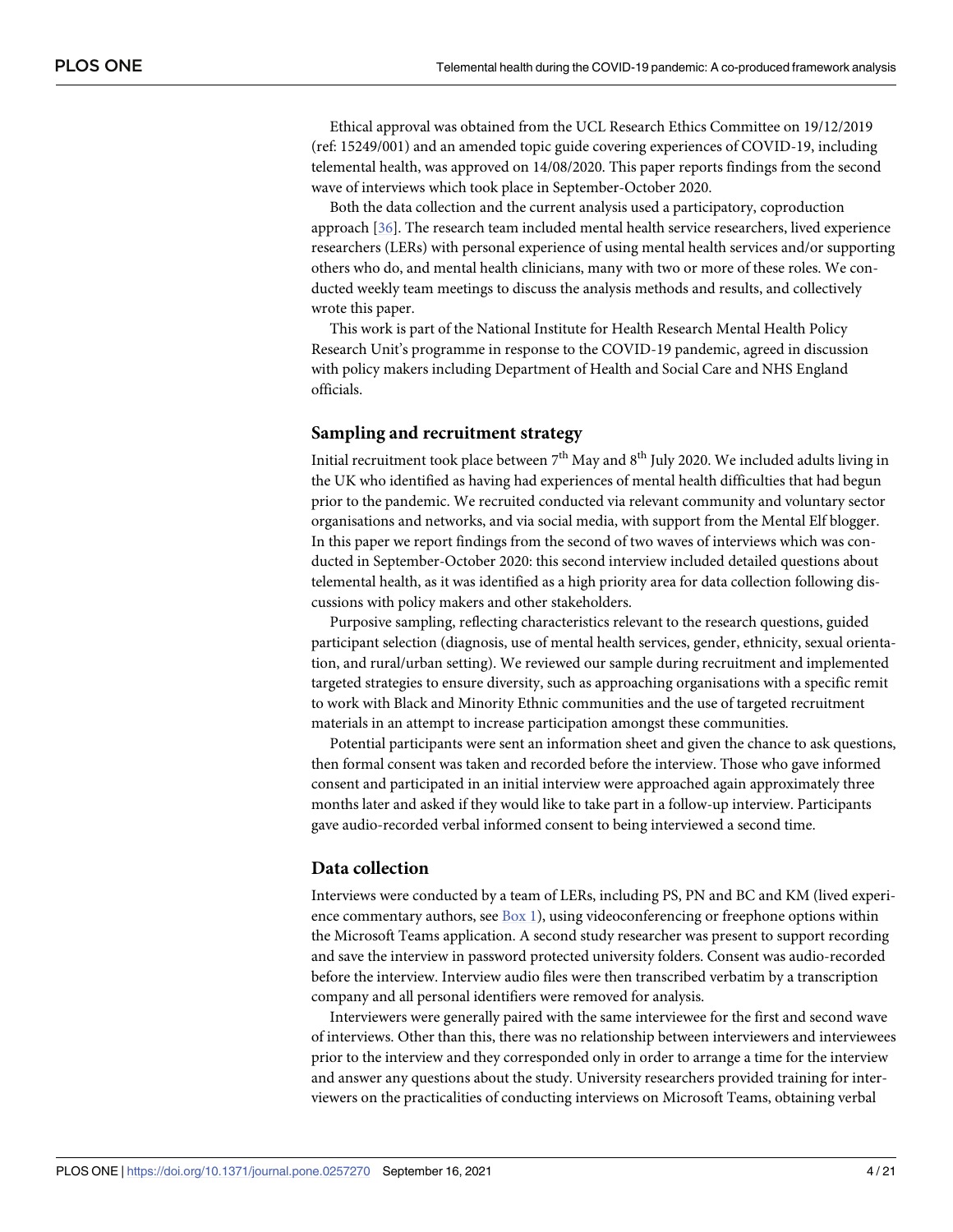Ethical approval was obtained from the UCL Research Ethics Committee on 19/12/2019 (ref: 15249/001) and an amended topic guide covering experiences of COVID-19, including telemental health, was approved on 14/08/2020. This paper reports findings from the second wave of interviews which took place in September-October 2020.

Both the data collection and the current analysis used a participatory, coproduction approach [36]. The research team included mental health service researchers, lived experience researchers (LERs) with personal experience of using mental health services and/or supporting others who do, and mental health clinicians, many with two or more of these roles. We conducted weekly team meetings to discuss the analysis methods and results, and collectively wrote this paper.

This work is part of the National Institute for Health Research Mental Health Policy Research Unit's programme in response to the COVID-19 pandemic, agreed in discussion with policy makers including Department of Health and Social Care and NHS England officials.

## Sampling and recruitment strategy

Initial recruitment took place between 7th May and 8th July 2020. We included adults living in the UK who identified as having had experiences of mental health difficulties that had begun prior to the pandemic. We recruited conducted via relevant community and voluntary sector organisations and networks, and via social media, with support from the Mental Elf blogger. In this paper we report findings from the second of two waves of interviews which was conducted in September-October 2020: this second interview included detailed questions about telemental health, as it was identified as a high priority area for data collection following discussions with policy makers and other stakeholders.

Purposive sampling, reflecting characteristics relevant to the research questions, guided participant selection (diagnosis, use of mental health services, gender, ethnicity, sexual orientation, and rural/urban setting). We reviewed our sample during recruitment and implemented targeted strategies to ensure diversity, such as approaching organisations with a specific remit to work with Black and Minority Ethnic communities and the use of targeted recruitment materials in an attempt to increase participation amongst these communities.

Potential participants were sent an information sheet and given the chance to ask questions, then formal consent was taken and recorded before the interview. Those who gave informed consent and participated in an initial interview were approached again approximately three months later and asked if they would like to take part in a follow-up interview. Participants gave audio-recorded verbal informed consent to being interviewed a second time.

## Data collection

Interviews were conducted by a team of LERs, including PS, PN and BC and KM (lived experience commentary authors, see Box 1), using videoconferencing or freephone options within the Microsoft Teams application. A second study researcher was present to support recording and save the interview in password protected university folders. Consent was audio-recorded before the interview. Interview audio files were then transcribed verbatim by a transcription company and all personal identifiers were removed for analysis.

Interviewers were generally paired with the same interviewee for the first and second wave of interviews. Other than this, there was no relationship between interviewers and interviewees prior to the interview and they corresponded only in order to arrange a time for the interview and answer any questions about the study. University researchers provided training for interviewers on the practicalities of conducting interviews on Microsoft Teams, obtaining verbal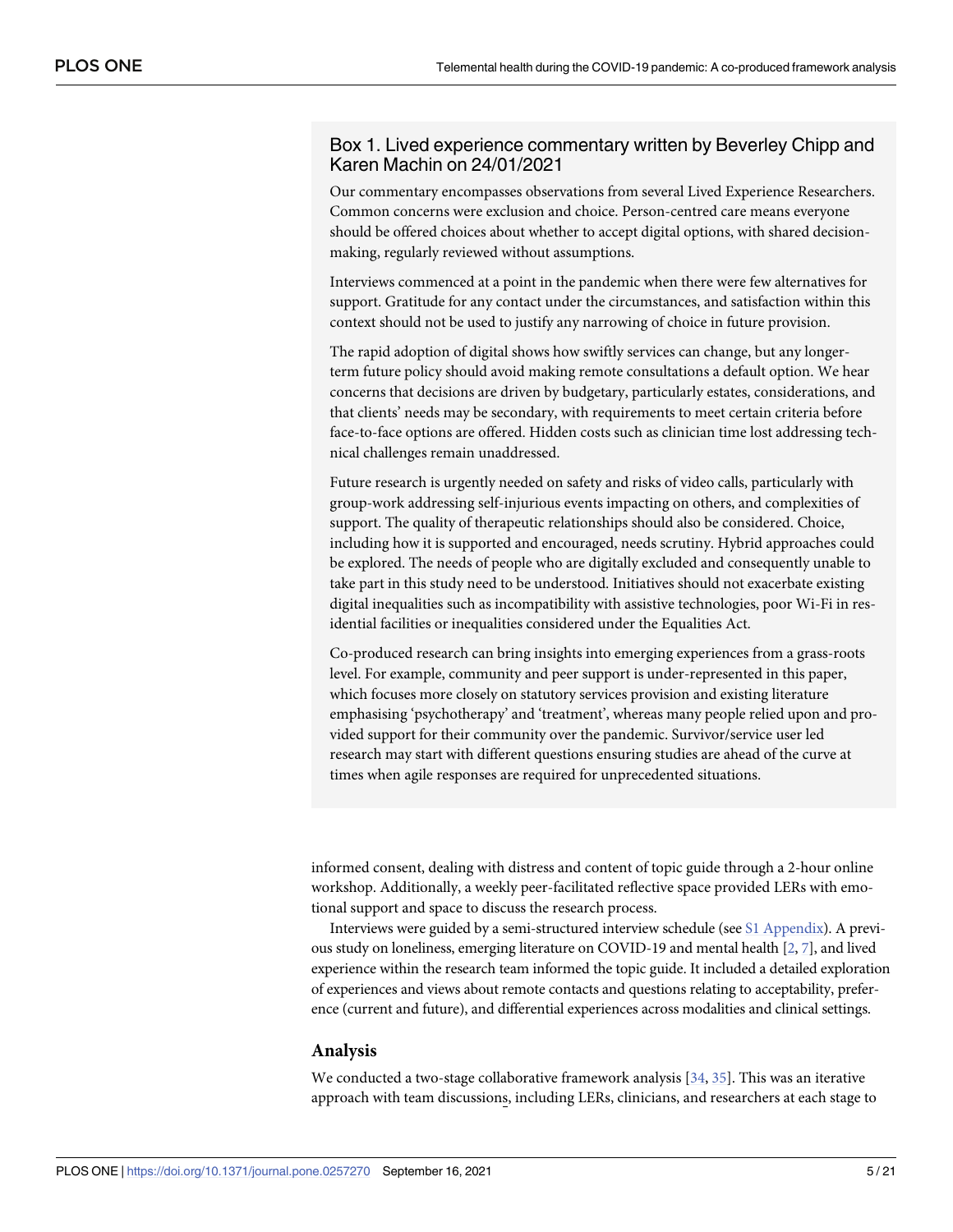### Box 1. Lived experience commentary written by Beverley Chipp and Karen Machin on 24/01/2021

Our commentary encompasses observations from several Lived Experience Researchers. Common concerns were exclusion and choice. Person-centred care means everyone should be offered choices about whether to accept digital options, with shared decision-making, regularly reviewed without assumptions.

Interviews commenced at a point in the pandemic when there were few alternatives for support. Gratitude for any contact under the circumstances, and satisfaction within this context should not be used to justify any narrowing of choice in future provision.

The rapid adoption of digital shows how swiftly services can change, but any longer-term future policy should avoid making remote consultations a default option. We hear concerns that decisions are driven by budgetary, particularly estates, considerations, and that clients' needs may be secondary, with requirements to meet certain criteria before face-to-face options are offered. Hidden costs such as clinician time lost addressing technical challenges remain unaddressed.

Future research is urgently needed on safety and risks of video calls, particularly with group-work addressing self-injurious events impacting on others, and complexities of support. The quality of therapeutic relationships should also be considered. Choice, including how it is supported and encouraged, needs scrutiny. Hybrid approaches could be explored. The needs of people who are digitally excluded and consequently unable to take part in this study need to be understood. Initiatives should not exacerbate existing digital inequalities such as incompatibility with assistive technologies, poor Wi-Fi in residential facilities or inequalities considered under the Equalities Act.

Co-produced research can bring insights into emerging experiences from a grass-roots level. For example, community and peer support is under-represented in this paper, which focuses more closely on statutory services provision and existing literature emphasising 'psychotherapy' and 'treatment', whereas many people relied upon and provided support for their community over the pandemic. Survivor/service user led research may start with different questions ensuring studies are ahead of the curve at times when agile responses are required for unprecedented situations.

informed consent, dealing with distress and content of topic guide through a 2-hour online workshop. Additionally, a weekly peer-facilitated reflective space provided LERs with emotional support and space to discuss the research process.

Interviews were guided by a semi-structured interview schedule (see S1 Appendix). A previous study on loneliness, emerging literature on COVID-19 and mental health [2, 7], and lived experience within the research team informed the topic guide. It included a detailed exploration of experiences and views about remote contacts and questions relating to acceptability, preference (current and future), and differential experiences across modalities and clinical settings.

## Analysis

We conducted a two-stage collaborative framework analysis [34, 35]. This was an iterative approach with team discussions, including LERs, clinicians, and researchers at each stage to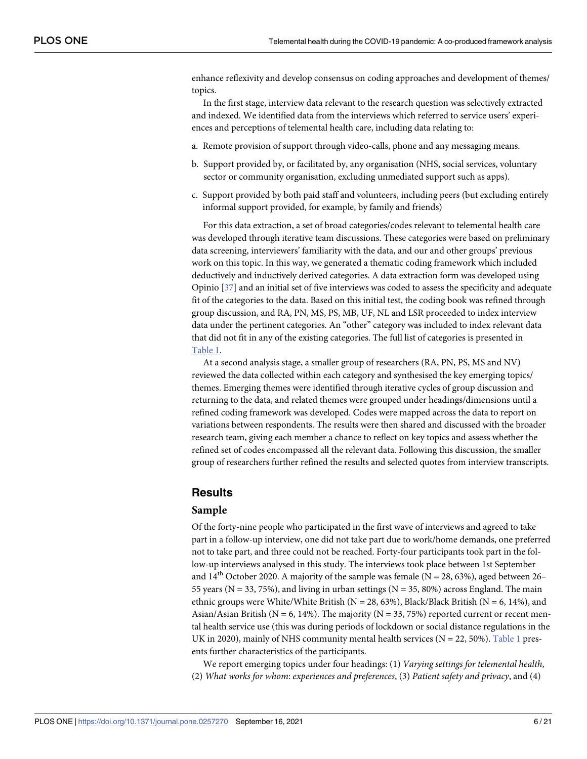enhance reflexivity and develop consensus on coding approaches and development of themes/topics.

In the first stage, interview data relevant to the research question was selectively extracted and indexed. We identified data from the interviews which referred to service users' experiences and perceptions of telemental health care, including data relating to:

a. Remote provision of support through video-calls, phone and any messaging means.

b. Support provided by, or facilitated by, any organisation (NHS, social services, voluntary sector or community organisation, excluding unmediated support such as apps).

c. Support provided by both paid staff and volunteers, including peers (but excluding entirely informal support provided, for example, by family and friends)

For this data extraction, a set of broad categories/codes relevant to telemental health care was developed through iterative team discussions. These categories were based on preliminary data screening, interviewers' familiarity with the data, and our and other groups' previous work on this topic. In this way, we generated a thematic coding framework which included deductively and inductively derived categories. A data extraction form was developed using Opinio [37] and an initial set of five interviews was coded to assess the specificity and adequate fit of the categories to the data. Based on this initial test, the coding book was refined through group discussion, and RA, PN, MS, PS, MB, UF, NL and LSR proceeded to index interview data under the pertinent categories. An "other" category was included to index relevant data that did not fit in any of the existing categories. The full list of categories is presented in Table 1.

At a second analysis stage, a smaller group of researchers (RA, PN, PS, MS and NV) reviewed the data collected within each category and synthesised the key emerging topics/themes. Emerging themes were identified through iterative cycles of group discussion and returning to the data, and related themes were grouped under headings/dimensions until a refined coding framework was developed. Codes were mapped across the data to report on variations between respondents. The results were then shared and discussed with the broader research team, giving each member a chance to reflect on key topics and assess whether the refined set of codes encompassed all the relevant data. Following this discussion, the smaller group of researchers further refined the results and selected quotes from interview transcripts.

## Results

### Sample

Of the forty-nine people who participated in the first wave of interviews and agreed to take part in a follow-up interview, one did not take part due to work/home demands, one preferred not to take part, and three could not be reached. Forty-four participants took part in the follow-up interviews analysed in this study. The interviews took place between 1st September and 14th October 2020. A majority of the sample was female (N = 28, 63%), aged between 26–55 years (N = 33, 75%), and living in urban settings (N = 35, 80%) across England. The main ethnic groups were White/White British (N = 28, 63%), Black/Black British (N = 6, 14%), and Asian/Asian British (N = 6, 14%). The majority (N = 33, 75%) reported current or recent mental health service use (this was during periods of lockdown or social distance regulations in the UK in 2020), mainly of NHS community mental health services (N = 22, 50%). Table 1 presents further characteristics of the participants.

We report emerging topics under four headings: (1) *Varying settings for telemental health*, (2) *What works for whom*: *experiences and preferences*, (3) *Patient safety and privacy*, and (4)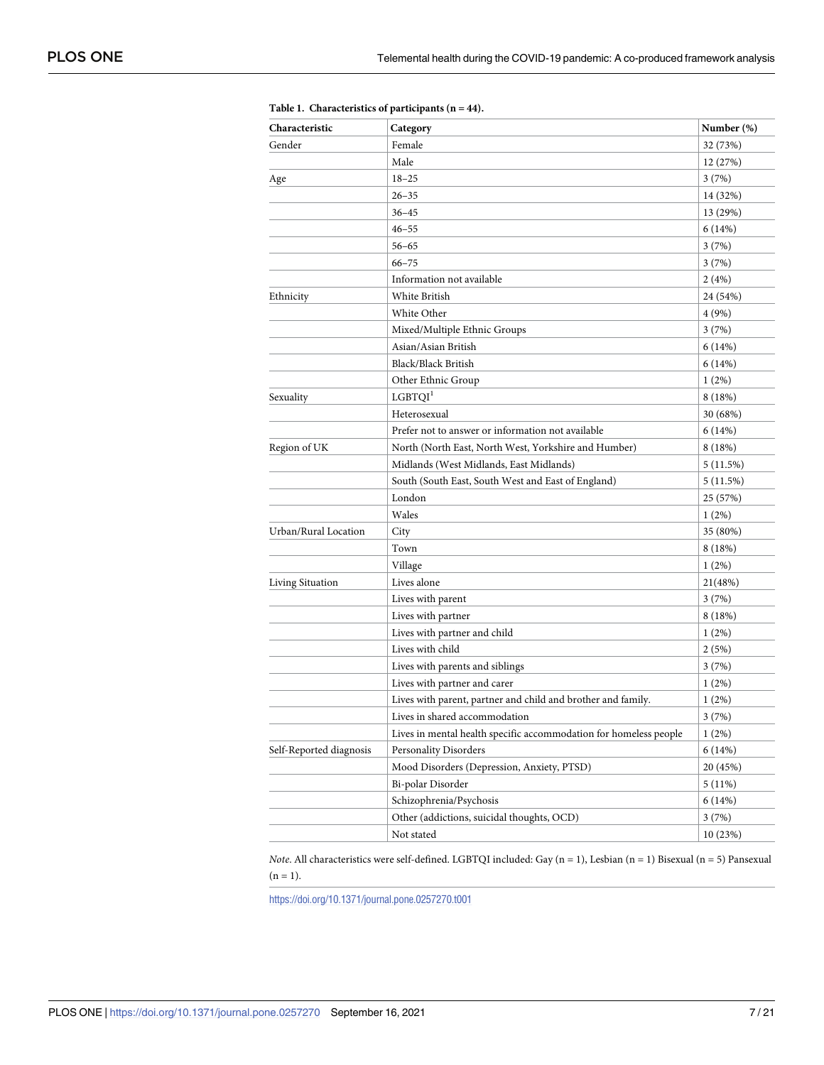**Table 1. Characteristics of participants (n = 44).**

| Characteristic | Category | Number (%) |
|---|---|---|
| Gender | Female | 32 (73%) |
| | Male | 12 (27%) |
| Age | 18–25 | 3 (7%) |
| | 26–35 | 14 (32%) |
| | 36–45 | 13 (29%) |
| | 46–55 | 6 (14%) |
| | 56–65 | 3 (7%) |
| | 66–75 | 3 (7%) |
| | Information not available | 2 (4%) |
| Ethnicity | White British | 24 (54%) |
| | White Other | 4 (9%) |
| | Mixed/Multiple Ethnic Groups | 3 (7%) |
| | Asian/Asian British | 6 (14%) |
| | Black/Black British | 6 (14%) |
| | Other Ethnic Group | 1 (2%) |
| Sexuality | LGBTQI[1] | 8 (18%) |
| | Heterosexual | 30 (68%) |
| | Prefer not to answer or information not available | 6 (14%) |
| Region of UK | North (North East, North West, Yorkshire and Humber) | 8 (18%) |
| | Midlands (West Midlands, East Midlands) | 5 (11.5%) |
| | South (South East, South West and East of England) | 5 (11.5%) |
| | London | 25 (57%) |
| | Wales | 1 (2%) |
| Urban/Rural Location | City | 35 (80%) |
| | Town | 8 (18%) |
| | Village | 1 (2%) |
| Living Situation | Lives alone | 21(48%) |
| | Lives with parent | 3 (7%) |
| | Lives with partner | 8 (18%) |
| | Lives with partner and child | 1 (2%) |
| | Lives with child | 2 (5%) |
| | Lives with parents and siblings | 3 (7%) |
| | Lives with partner and carer | 1 (2%) |
| | Lives with parent, partner and child and brother and family. | 1 (2%) |
| | Lives in shared accommodation | 3 (7%) |
| | Lives in mental health specific accommodation for homeless people | 1 (2%) |
| Self-Reported diagnosis | Personality Disorders | 6 (14%) |
| | Mood Disorders (Depression, Anxiety, PTSD) | 20 (45%) |
| | Bi-polar Disorder | 5 (11%) |
| | Schizophrenia/Psychosis | 6 (14%) |
| | Other (addictions, suicidal thoughts, OCD) | 3 (7%) |
| | Not stated | 10 (23%) |

*Note*. All characteristics were self-defined. LGBTQI included: Gay (n = 1), Lesbian (n = 1) Bisexual (n = 5) Pansexual (n = 1).

https://doi.org/10.1371/journal.pone.0257270.t001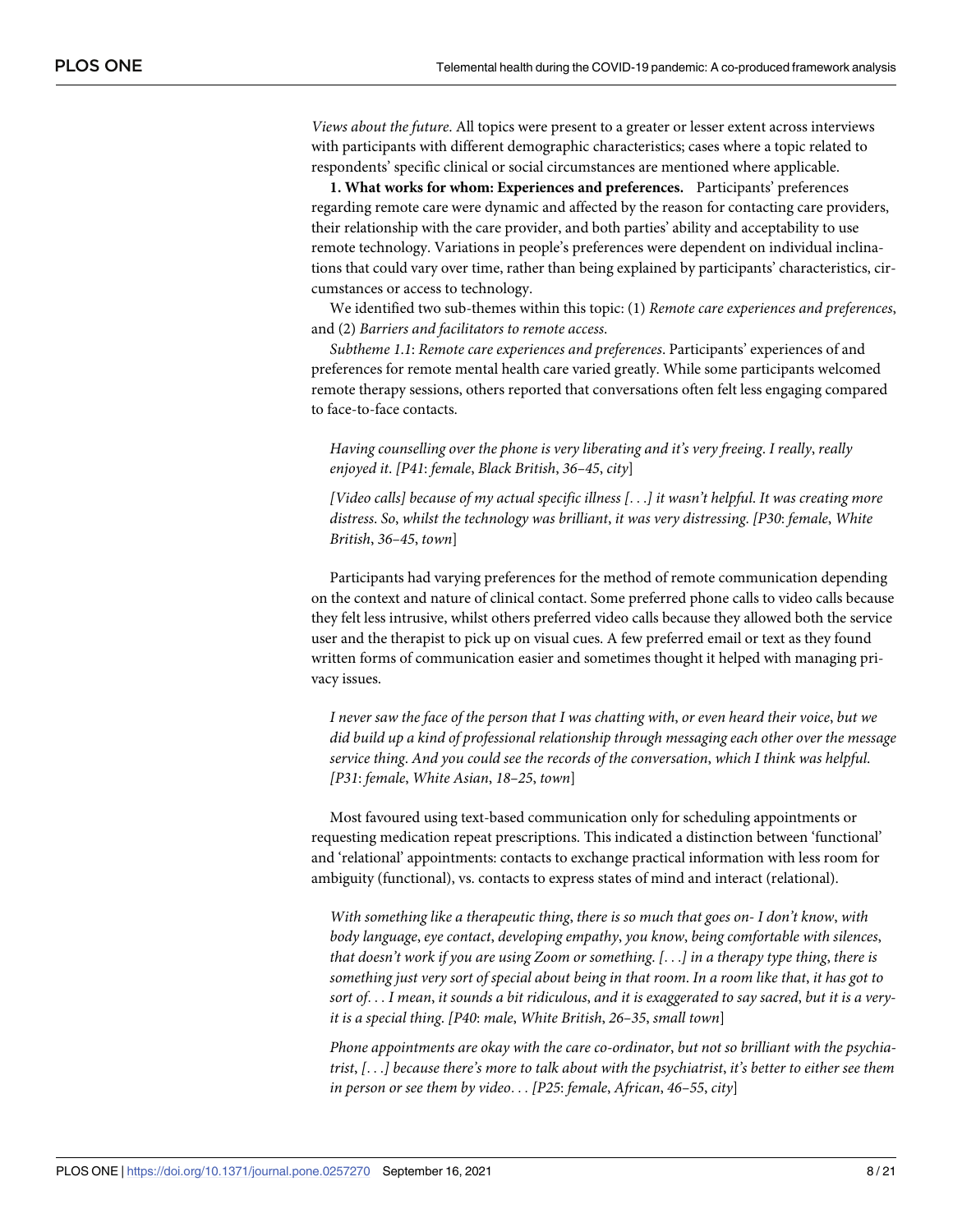*Views about the future*. All topics were present to a greater or lesser extent across interviews with participants with different demographic characteristics; cases where a topic related to respondents' specific clinical or social circumstances are mentioned where applicable.

**1. What works for whom: Experiences and preferences.** Participants' preferences regarding remote care were dynamic and affected by the reason for contacting care providers, their relationship with the care provider, and both parties' ability and acceptability to use remote technology. Variations in people's preferences were dependent on individual inclinations that could vary over time, rather than being explained by participants' characteristics, circumstances or access to technology.

We identified two sub-themes within this topic: (1) *Remote care experiences and preferences*, and (2) *Barriers and facilitators to remote access*.

*Subtheme 1.1*: *Remote care experiences and preferences*. Participants' experiences of and preferences for remote mental health care varied greatly. While some participants welcomed remote therapy sessions, others reported that conversations often felt less engaging compared to face-to-face contacts.

> *Having counselling over the phone is very liberating and it's very freeing. I really, really enjoyed it. [P41: female, Black British, 36–45, city]*

> *[Video calls] because of my actual specific illness [. . .] it wasn't helpful. It was creating more distress. So, whilst the technology was brilliant, it was very distressing. [P30: female, White British, 36–45, town]*

Participants had varying preferences for the method of remote communication depending on the context and nature of clinical contact. Some preferred phone calls to video calls because they felt less intrusive, whilst others preferred video calls because they allowed both the service user and the therapist to pick up on visual cues. A few preferred email or text as they found written forms of communication easier and sometimes thought it helped with managing privacy issues.

> *I never saw the face of the person that I was chatting with, or even heard their voice, but we did build up a kind of professional relationship through messaging each other over the message service thing. And you could see the records of the conversation, which I think was helpful. [P31: female, White Asian, 18–25, town]*

Most favoured using text-based communication only for scheduling appointments or requesting medication repeat prescriptions. This indicated a distinction between 'functional' and 'relational' appointments: contacts to exchange practical information with less room for ambiguity (functional), vs. contacts to express states of mind and interact (relational).

> *With something like a therapeutic thing, there is so much that goes on- I don't know, with body language, eye contact, developing empathy, you know, being comfortable with silences, that doesn't work if you are using Zoom or something. [. . .] in a therapy type thing, there is something just very sort of special about being in that room. In a room like that, it has got to sort of. . . I mean, it sounds a bit ridiculous, and it is exaggerated to say sacred, but it is a very- it is a special thing. [P40: male, White British, 26–35, small town]*

> *Phone appointments are okay with the care co-ordinator, but not so brilliant with the psychiatrist, [. . .] because there's more to talk about with the psychiatrist, it's better to either see them in person or see them by video. . . [P25: female, African, 46–55, city]*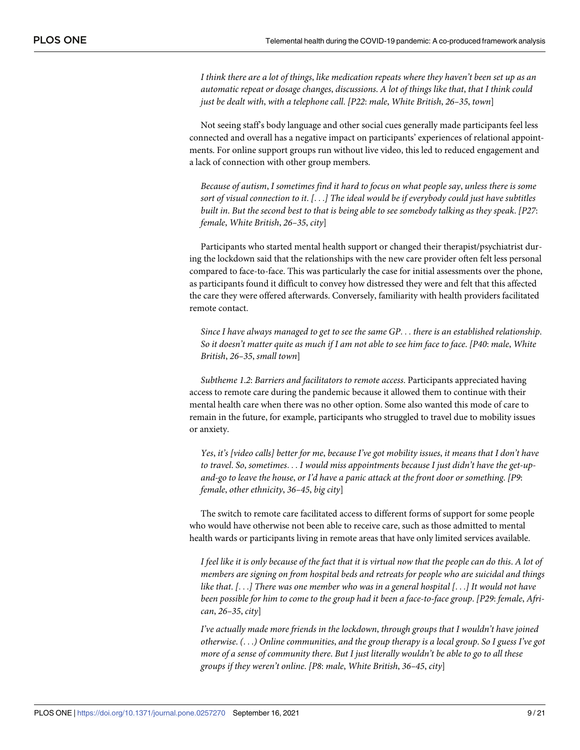*I think there are a lot of things, like medication repeats where they haven't been set up as an automatic repeat or dosage changes, discussions. A lot of things like that, that I think could just be dealt with, with a telephone call. [P22: male, White British, 26–35, town]*

Not seeing staff's body language and other social cues generally made participants feel less connected and overall has a negative impact on participants' experiences of relational appointments. For online support groups run without live video, this led to reduced engagement and a lack of connection with other group members.

*Because of autism, I sometimes find it hard to focus on what people say, unless there is some sort of visual connection to it. [. . .] The ideal would be if everybody could just have subtitles built in. But the second best to that is being able to see somebody talking as they speak. [P27: female, White British, 26–35, city]*

Participants who started mental health support or changed their therapist/psychiatrist during the lockdown said that the relationships with the new care provider often felt less personal compared to face-to-face. This was particularly the case for initial assessments over the phone, as participants found it difficult to convey how distressed they were and felt that this affected the care they were offered afterwards. Conversely, familiarity with health providers facilitated remote contact.

*Since I have always managed to get to see the same GP. . . there is an established relationship. So it doesn't matter quite as much if I am not able to see him face to face. [P40: male, White British, 26–35, small town]*

*Subtheme 1.2: Barriers and facilitators to remote access.* Participants appreciated having access to remote care during the pandemic because it allowed them to continue with their mental health care when there was no other option. Some also wanted this mode of care to remain in the future, for example, participants who struggled to travel due to mobility issues or anxiety.

*Yes, it's [video calls] better for me, because I've got mobility issues, it means that I don't have to travel. So, sometimes. . . I would miss appointments because I just didn't have the get-up-and-go to leave the house, or I'd have a panic attack at the front door or something. [P9: female, other ethnicity, 36–45, big city]*

The switch to remote care facilitated access to different forms of support for some people who would have otherwise not been able to receive care, such as those admitted to mental health wards or participants living in remote areas that have only limited services available.

*I feel like it is only because of the fact that it is virtual now that the people can do this. A lot of members are signing on from hospital beds and retreats for people who are suicidal and things like that. [. . .] There was one member who was in a general hospital [. . .] It would not have been possible for him to come to the group had it been a face-to-face group. [P29: female, African, 26–35, city]*

*I've actually made more friends in the lockdown, through groups that I wouldn't have joined otherwise. (. . .) Online communities, and the group therapy is a local group. So I guess I've got more of a sense of community there. But I just literally wouldn't be able to go to all these groups if they weren't online. [P8: male, White British, 36–45, city]*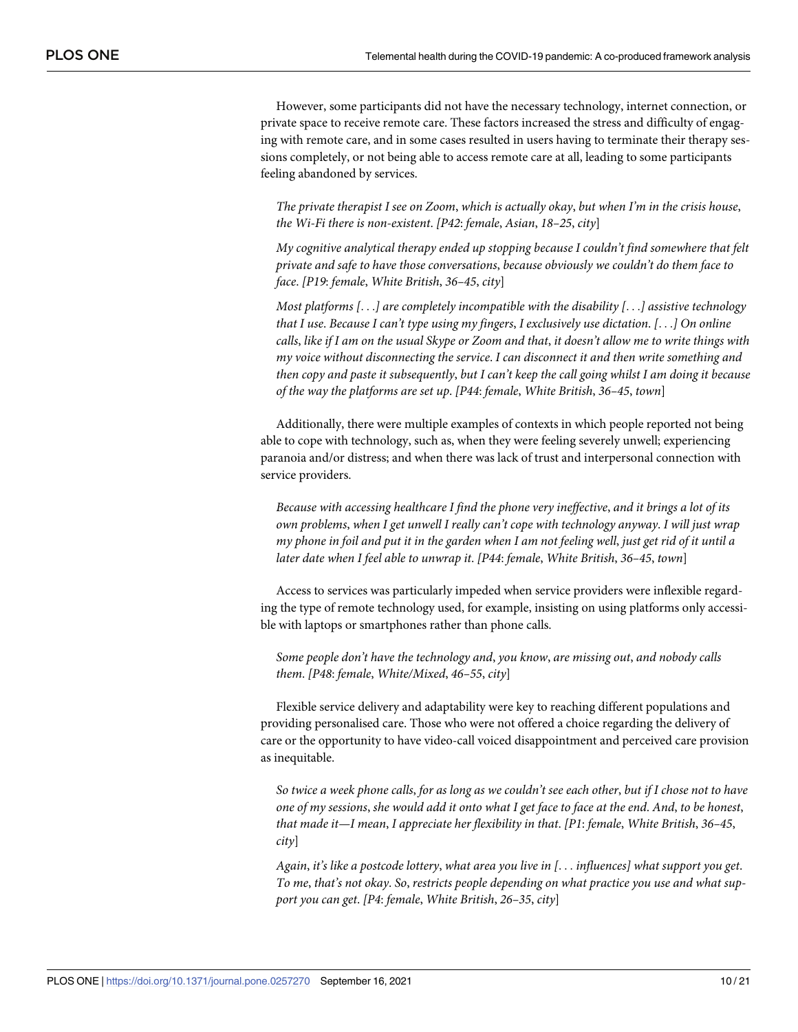However, some participants did not have the necessary technology, internet connection, or private space to receive remote care. These factors increased the stress and difficulty of engaging with remote care, and in some cases resulted in users having to terminate their therapy sessions completely, or not being able to access remote care at all, leading to some participants feeling abandoned by services.

> *The private therapist I see on Zoom, which is actually okay, but when I'm in the crisis house, the Wi-Fi there is non-existent. [P42: female, Asian, 18–25, city]*

> *My cognitive analytical therapy ended up stopping because I couldn't find somewhere that felt private and safe to have those conversations, because obviously we couldn't do them face to face. [P19: female, White British, 36–45, city]*

> *Most platforms [. . .] are completely incompatible with the disability [. . .] assistive technology that I use. Because I can't type using my fingers, I exclusively use dictation. [. . .] On online calls, like if I am on the usual Skype or Zoom and that, it doesn't allow me to write things with my voice without disconnecting the service. I can disconnect it and then write something and then copy and paste it subsequently, but I can't keep the call going whilst I am doing it because of the way the platforms are set up. [P44: female, White British, 36–45, town]*

Additionally, there were multiple examples of contexts in which people reported not being able to cope with technology, such as, when they were feeling severely unwell; experiencing paranoia and/or distress; and when there was lack of trust and interpersonal connection with service providers.

> *Because with accessing healthcare I find the phone very ineffective, and it brings a lot of its own problems, when I get unwell I really can't cope with technology anyway. I will just wrap my phone in foil and put it in the garden when I am not feeling well, just get rid of it until a later date when I feel able to unwrap it. [P44: female, White British, 36–45, town]*

Access to services was particularly impeded when service providers were inflexible regarding the type of remote technology used, for example, insisting on using platforms only accessible with laptops or smartphones rather than phone calls.

> *Some people don't have the technology and, you know, are missing out, and nobody calls them. [P48: female, White/Mixed, 46–55, city]*

Flexible service delivery and adaptability were key to reaching different populations and providing personalised care. Those who were not offered a choice regarding the delivery of care or the opportunity to have video-call voiced disappointment and perceived care provision as inequitable.

> *So twice a week phone calls, for as long as we couldn't see each other, but if I chose not to have one of my sessions, she would add it onto what I get face to face at the end. And, to be honest, that made it—I mean, I appreciate her flexibility in that. [P1: female, White British, 36–45, city]*

> *Again, it's like a postcode lottery, what area you live in [. . . influences] what support you get. To me, that's not okay. So, restricts people depending on what practice you use and what support you can get. [P4: female, White British, 26–35, city]*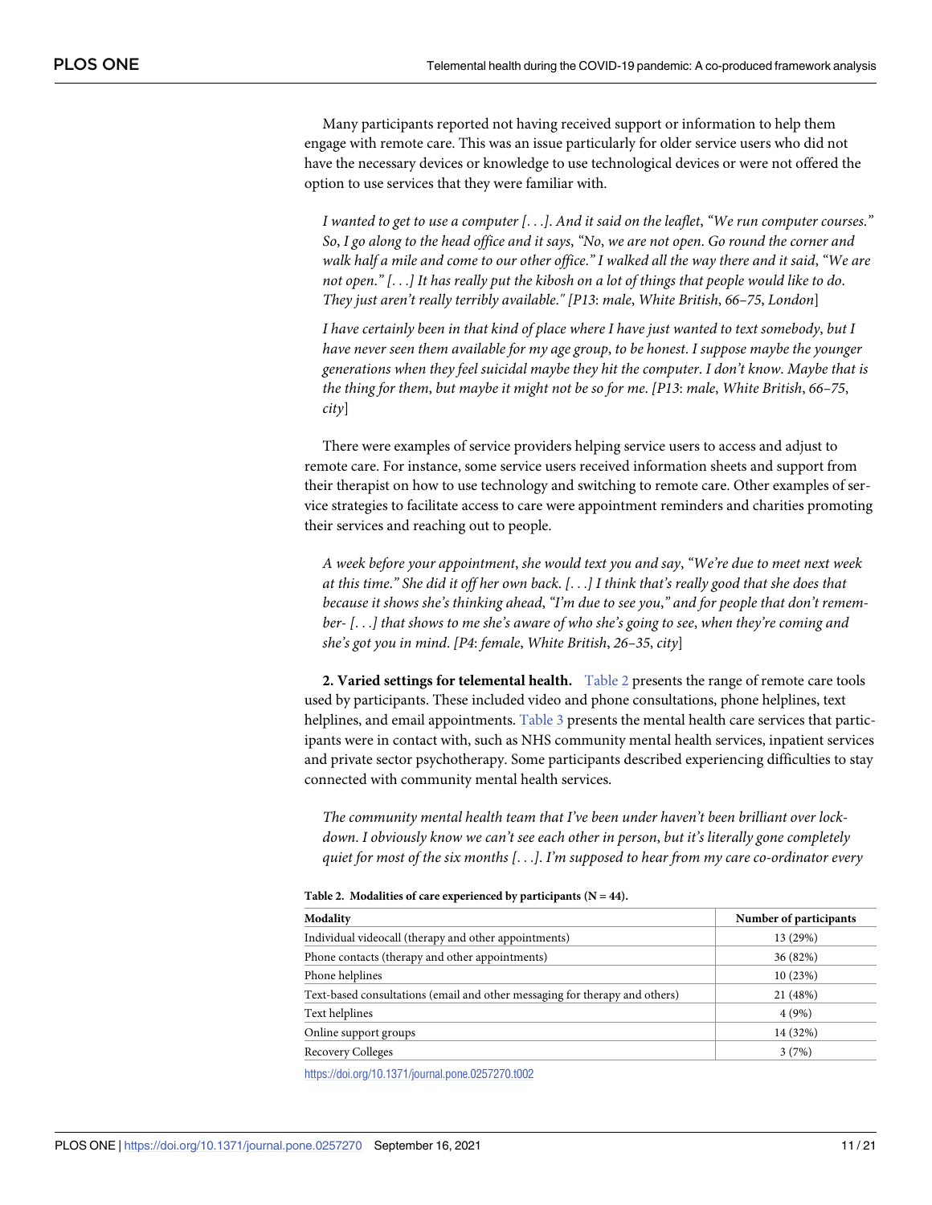Many participants reported not having received support or information to help them engage with remote care. This was an issue particularly for older service users who did not have the necessary devices or knowledge to use technological devices or were not offered the option to use services that they were familiar with.

> *I wanted to get to use a computer [. . .]. And it said on the leaflet, "We run computer courses." So, I go along to the head office and it says, "No, we are not open. Go round the corner and walk half a mile and come to our other office." I walked all the way there and it said, "We are not open." [. . .] It has really put the kibosh on a lot of things that people would like to do. They just aren't really terribly available." [P13: male, White British, 66–75, London*]

> *I have certainly been in that kind of place where I have just wanted to text somebody, but I have never seen them available for my age group, to be honest. I suppose maybe the younger generations when they feel suicidal maybe they hit the computer. I don't know. Maybe that is the thing for them, but maybe it might not be so for me. [P13: male, White British, 66–75, city*]

There were examples of service providers helping service users to access and adjust to remote care. For instance, some service users received information sheets and support from their therapist on how to use technology and switching to remote care. Other examples of service strategies to facilitate access to care were appointment reminders and charities promoting their services and reaching out to people.

> *A week before your appointment, she would text you and say, "We're due to meet next week at this time." She did it off her own back. [. . .] I think that's really good that she does that because it shows she's thinking ahead, "I'm due to see you," and for people that don't remember- [. . .] that shows to me she's aware of who she's going to see, when they're coming and she's got you in mind. [P4: female, White British, 26–35, city*]

**2. Varied settings for telemental health.** Table 2 presents the range of remote care tools used by participants. These included video and phone consultations, phone helplines, text helplines, and email appointments. Table 3 presents the mental health care services that participants were in contact with, such as NHS community mental health services, inpatient services and private sector psychotherapy. Some participants described experiencing difficulties to stay connected with community mental health services.

> *The community mental health team that I've been under haven't been brilliant over lockdown. I obviously know we can't see each other in person, but it's literally gone completely quiet for most of the six months [. . .]. I'm supposed to hear from my care co-ordinator every*

**Table 2. Modalities of care experienced by participants (N = 44).**

| Modality | Number of participants |
|---|---|
| Individual videocall (therapy and other appointments) | 13 (29%) |
| Phone contacts (therapy and other appointments) | 36 (82%) |
| Phone helplines | 10 (23%) |
| Text-based consultations (email and other messaging for therapy and others) | 21 (48%) |
| Text helplines | 4 (9%) |
| Online support groups | 14 (32%) |
| Recovery Colleges | 3 (7%) |

https://doi.org/10.1371/journal.pone.0257270.t002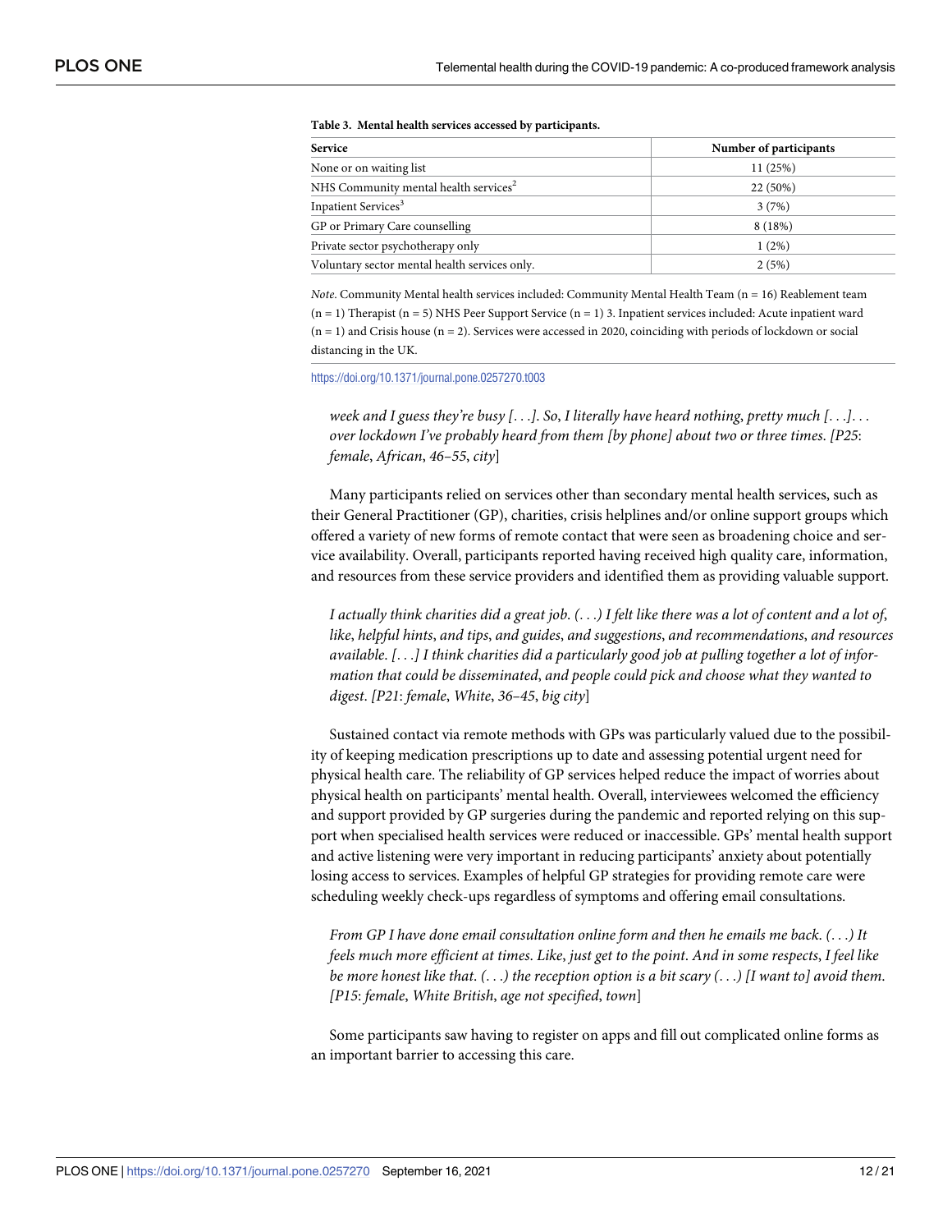**Table 3. Mental health services accessed by participants.**

| Service | Number of participants |
|---|---|
| None or on waiting list | 11 (25%) |
| NHS Community mental health services[2] | 22 (50%) |
| Inpatient Services[3] | 3 (7%) |
| GP or Primary Care counselling | 8 (18%) |
| Private sector psychotherapy only | 1 (2%) |
| Voluntary sector mental health services only. | 2 (5%) |

*Note*. Community Mental health services included: Community Mental Health Team (n = 16) Reablement team (n = 1) Therapist (n = 5) NHS Peer Support Service (n = 1) 3. Inpatient services included: Acute inpatient ward (n = 1) and Crisis house (n = 2). Services were accessed in 2020, coinciding with periods of lockdown or social distancing in the UK.

https://doi.org/10.1371/journal.pone.0257270.t003

> *week and I guess they're busy [. . .]. So, I literally have heard nothing, pretty much [. . .]. . . over lockdown I've probably heard from them [by phone] about two or three times. [P25: female, African, 46–55, city]*

Many participants relied on services other than secondary mental health services, such as their General Practitioner (GP), charities, crisis helplines and/or online support groups which offered a variety of new forms of remote contact that were seen as broadening choice and service availability. Overall, participants reported having received high quality care, information, and resources from these service providers and identified them as providing valuable support.

> *I actually think charities did a great job. (. . .) I felt like there was a lot of content and a lot of, like, helpful hints, and tips, and guides, and suggestions, and recommendations, and resources available. [. . .] I think charities did a particularly good job at pulling together a lot of information that could be disseminated, and people could pick and choose what they wanted to digest. [P21: female, White, 36–45, big city]*

Sustained contact via remote methods with GPs was particularly valued due to the possibility of keeping medication prescriptions up to date and assessing potential urgent need for physical health care. The reliability of GP services helped reduce the impact of worries about physical health on participants' mental health. Overall, interviewees welcomed the efficiency and support provided by GP surgeries during the pandemic and reported relying on this support when specialised health services were reduced or inaccessible. GPs' mental health support and active listening were very important in reducing participants' anxiety about potentially losing access to services. Examples of helpful GP strategies for providing remote care were scheduling weekly check-ups regardless of symptoms and offering email consultations.

> *From GP I have done email consultation online form and then he emails me back. (. . .) It feels much more efficient at times. Like, just get to the point. And in some respects, I feel like be more honest like that. (. . .) the reception option is a bit scary (. . .) [I want to] avoid them. [P15: female, White British, age not specified, town]*

Some participants saw having to register on apps and fill out complicated online forms as an important barrier to accessing this care.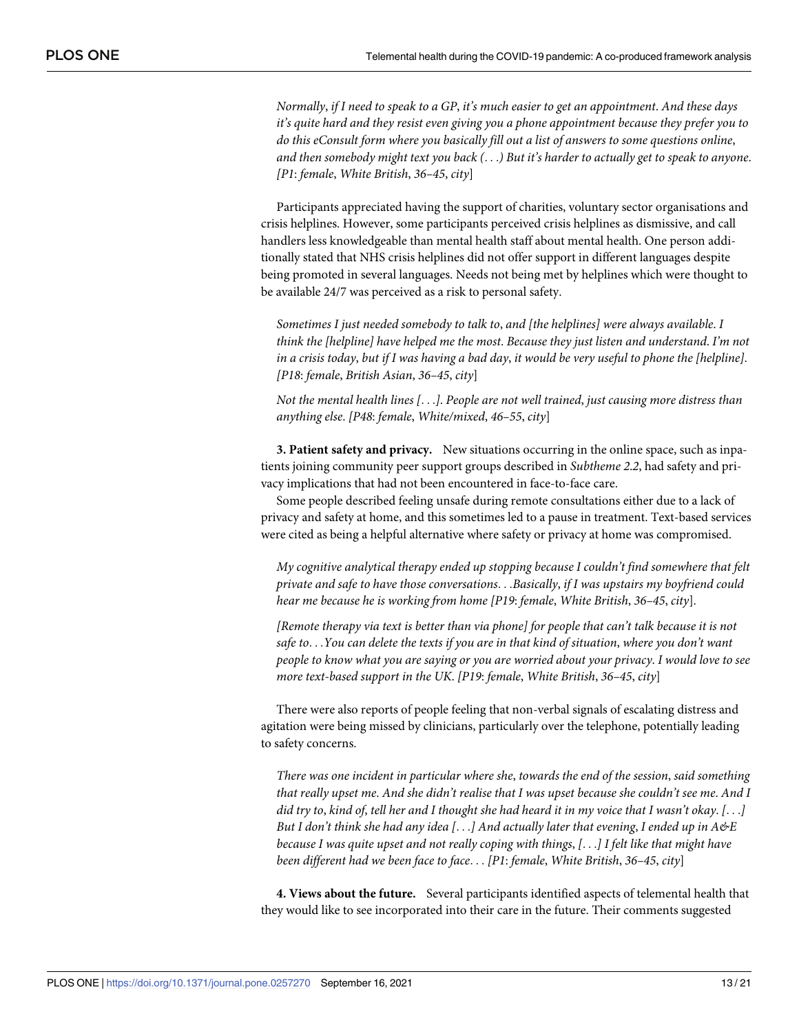*Normally, if I need to speak to a GP, it's much easier to get an appointment. And these days it's quite hard and they resist even giving you a phone appointment because they prefer you to do this eConsult form where you basically fill out a list of answers to some questions online, and then somebody might text you back (. . .) But it's harder to actually get to speak to anyone. [P1: female, White British, 36–45, city]*

Participants appreciated having the support of charities, voluntary sector organisations and crisis helplines. However, some participants perceived crisis helplines as dismissive, and call handlers less knowledgeable than mental health staff about mental health. One person additionally stated that NHS crisis helplines did not offer support in different languages despite being promoted in several languages. Needs not being met by helplines which were thought to be available 24/7 was perceived as a risk to personal safety.

*Sometimes I just needed somebody to talk to, and [the helplines] were always available. I think the [helpline] have helped me the most. Because they just listen and understand. I'm not in a crisis today, but if I was having a bad day, it would be very useful to phone the [helpline]. [P18: female, British Asian, 36–45, city]*

*Not the mental health lines [. . .]. People are not well trained, just causing more distress than anything else. [P48: female, White/mixed, 46–55, city]*

**3. Patient safety and privacy.** New situations occurring in the online space, such as inpatients joining community peer support groups described in *Subtheme 2.2*, had safety and privacy implications that had not been encountered in face-to-face care.

Some people described feeling unsafe during remote consultations either due to a lack of privacy and safety at home, and this sometimes led to a pause in treatment. Text-based services were cited as being a helpful alternative where safety or privacy at home was compromised.

*My cognitive analytical therapy ended up stopping because I couldn't find somewhere that felt private and safe to have those conversations. . .Basically, if I was upstairs my boyfriend could hear me because he is working from home [P19: female, White British, 36–45, city].*

*[Remote therapy via text is better than via phone] for people that can't talk because it is not safe to. . .You can delete the texts if you are in that kind of situation, where you don't want people to know what you are saying or you are worried about your privacy. I would love to see more text-based support in the UK. [P19: female, White British, 36–45, city]*

There were also reports of people feeling that non-verbal signals of escalating distress and agitation were being missed by clinicians, particularly over the telephone, potentially leading to safety concerns.

*There was one incident in particular where she, towards the end of the session, said something that really upset me. And she didn't realise that I was upset because she couldn't see me. And I did try to, kind of, tell her and I thought she had heard it in my voice that I wasn't okay. [. . .] But I don't think she had any idea [. . .] And actually later that evening, I ended up in A&E because I was quite upset and not really coping with things, [. . .] I felt like that might have been different had we been face to face. . . [P1: female, White British, 36–45, city]*

**4. Views about the future.** Several participants identified aspects of telemental health that they would like to see incorporated into their care in the future. Their comments suggested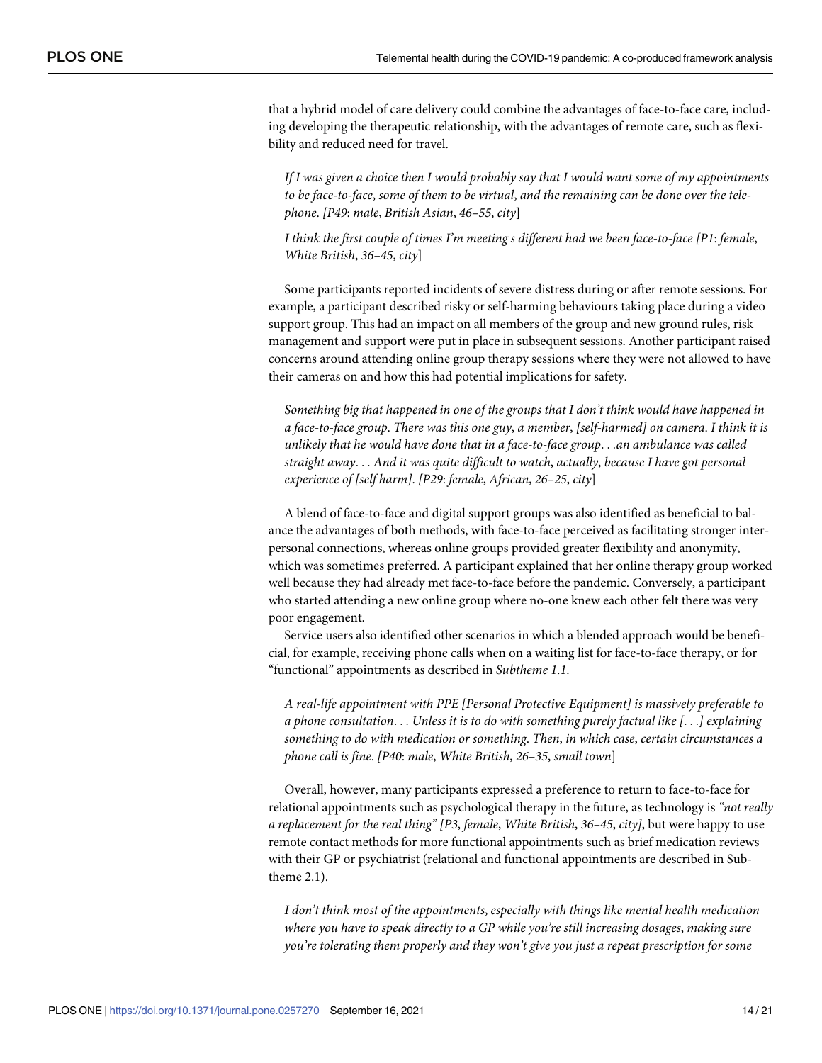that a hybrid model of care delivery could combine the advantages of face-to-face care, including developing the therapeutic relationship, with the advantages of remote care, such as flexibility and reduced need for travel.

> *If I was given a choice then I would probably say that I would want some of my appointments to be face-to-face, some of them to be virtual, and the remaining can be done over the telephone. [P49: male, British Asian, 46–55, city]*

> *I think the first couple of times I'm meeting s different had we been face-to-face [P1: female, White British, 36–45, city]*

Some participants reported incidents of severe distress during or after remote sessions. For example, a participant described risky or self-harming behaviours taking place during a video support group. This had an impact on all members of the group and new ground rules, risk management and support were put in place in subsequent sessions. Another participant raised concerns around attending online group therapy sessions where they were not allowed to have their cameras on and how this had potential implications for safety.

> *Something big that happened in one of the groups that I don't think would have happened in a face-to-face group. There was this one guy, a member, [self-harmed] on camera. I think it is unlikely that he would have done that in a face-to-face group. . .an ambulance was called straight away. . . And it was quite difficult to watch, actually, because I have got personal experience of [self harm]. [P29: female, African, 26–25, city]*

A blend of face-to-face and digital support groups was also identified as beneficial to balance the advantages of both methods, with face-to-face perceived as facilitating stronger interpersonal connections, whereas online groups provided greater flexibility and anonymity, which was sometimes preferred. A participant explained that her online therapy group worked well because they had already met face-to-face before the pandemic. Conversely, a participant who started attending a new online group where no-one knew each other felt there was very poor engagement.

Service users also identified other scenarios in which a blended approach would be beneficial, for example, receiving phone calls when on a waiting list for face-to-face therapy, or for "functional" appointments as described in *Subtheme 1.1*.

> *A real-life appointment with PPE [Personal Protective Equipment] is massively preferable to a phone consultation. . . Unless it is to do with something purely factual like [. . .] explaining something to do with medication or something. Then, in which case, certain circumstances a phone call is fine. [P40: male, White British, 26–35, small town]*

Overall, however, many participants expressed a preference to return to face-to-face for relational appointments such as psychological therapy in the future, as technology is *"not really a replacement for the real thing" [P3, female, White British, 36–45, city]*, but were happy to use remote contact methods for more functional appointments such as brief medication reviews with their GP or psychiatrist (relational and functional appointments are described in Subtheme 2.1).

> *I don't think most of the appointments, especially with things like mental health medication where you have to speak directly to a GP while you're still increasing dosages, making sure you're tolerating them properly and they won't give you just a repeat prescription for some*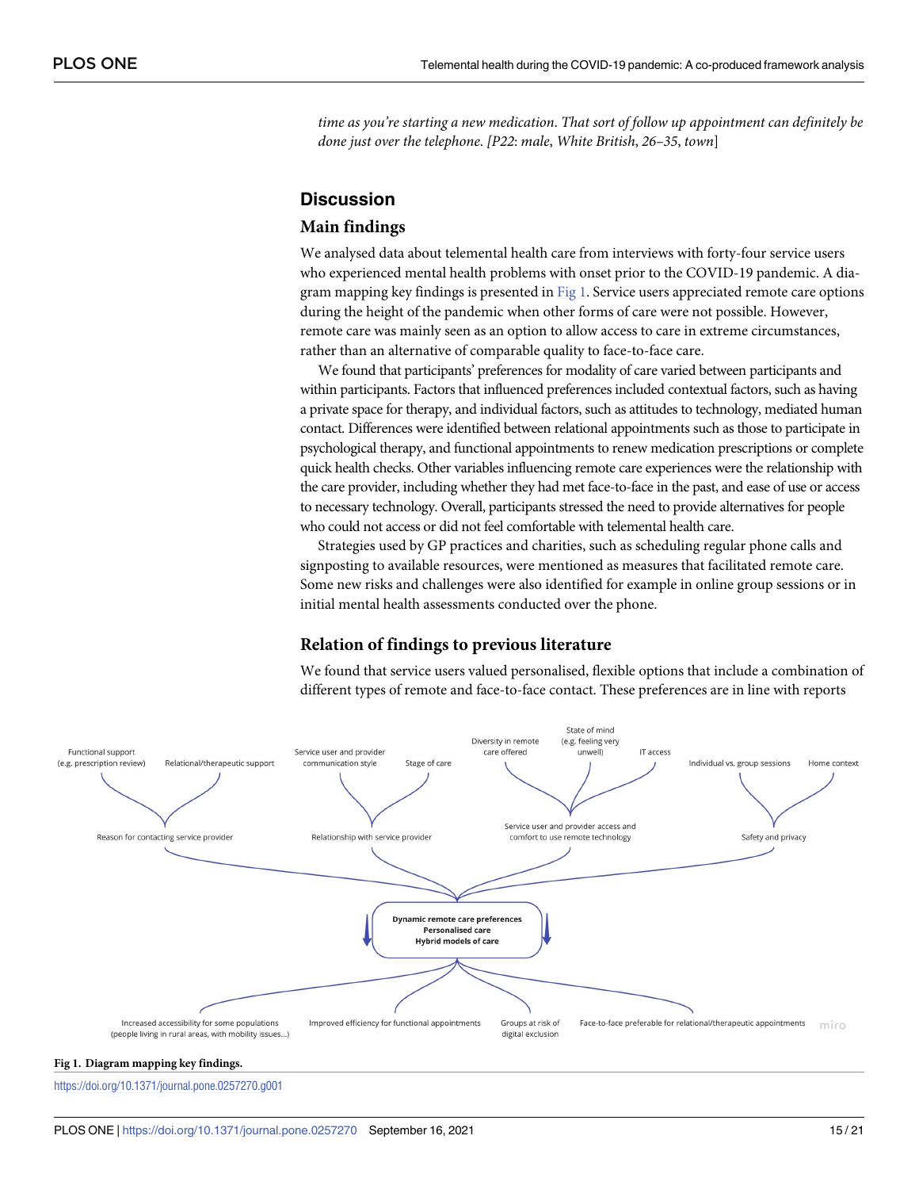*time as you're starting a new medication. That sort of follow up appointment can definitely be done just over the telephone. [P22: male, White British, 26–35, town]*

## Discussion

### Main findings

We analysed data about telemental health care from interviews with forty-four service users who experienced mental health problems with onset prior to the COVID-19 pandemic. A diagram mapping key findings is presented in Fig 1. Service users appreciated remote care options during the height of the pandemic when other forms of care were not possible. However, remote care was mainly seen as an option to allow access to care in extreme circumstances, rather than an alternative of comparable quality to face-to-face care.

We found that participants' preferences for modality of care varied between participants and within participants. Factors that influenced preferences included contextual factors, such as having a private space for therapy, and individual factors, such as attitudes to technology, mediated human contact. Differences were identified between relational appointments such as those to participate in psychological therapy, and functional appointments to renew medication prescriptions or complete quick health checks. Other variables influencing remote care experiences were the relationship with the care provider, including whether they had met face-to-face in the past, and ease of use or access to necessary technology. Overall, participants stressed the need to provide alternatives for people who could not access or did not feel comfortable with telemental health care.

Strategies used by GP practices and charities, such as scheduling regular phone calls and signposting to available resources, were mentioned as measures that facilitated remote care. Some new risks and challenges were also identified for example in online group sessions or in initial mental health assessments conducted over the phone.

### Relation of findings to previous literature

We found that service users valued personalised, flexible options that include a combination of different types of remote and face-to-face contact. These preferences are in line with reports

**Fig 1. Diagram mapping key findings.**

https://doi.org/10.1371/journal.pone.0257270.g001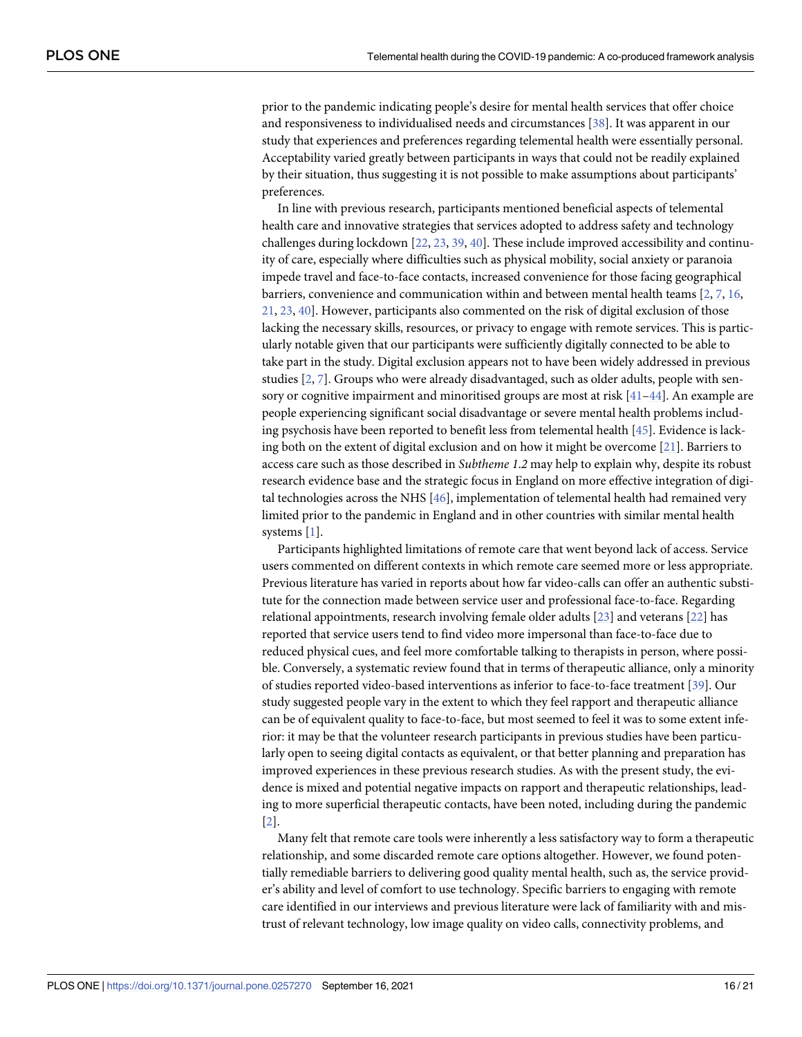prior to the pandemic indicating people's desire for mental health services that offer choice and responsiveness to individualised needs and circumstances [38]. It was apparent in our study that experiences and preferences regarding telemental health were essentially personal. Acceptability varied greatly between participants in ways that could not be readily explained by their situation, thus suggesting it is not possible to make assumptions about participants' preferences.

In line with previous research, participants mentioned beneficial aspects of telemental health care and innovative strategies that services adopted to address safety and technology challenges during lockdown [22, 23, 39, 40]. These include improved accessibility and continuity of care, especially where difficulties such as physical mobility, social anxiety or paranoia impede travel and face-to-face contacts, increased convenience for those facing geographical barriers, convenience and communication within and between mental health teams [2, 7, 16, 21, 23, 40]. However, participants also commented on the risk of digital exclusion of those lacking the necessary skills, resources, or privacy to engage with remote services. This is particularly notable given that our participants were sufficiently digitally connected to be able to take part in the study. Digital exclusion appears not to have been widely addressed in previous studies [2, 7]. Groups who were already disadvantaged, such as older adults, people with sensory or cognitive impairment and minoritised groups are most at risk [41–44]. An example are people experiencing significant social disadvantage or severe mental health problems including psychosis have been reported to benefit less from telemental health [45]. Evidence is lacking both on the extent of digital exclusion and on how it might be overcome [21]. Barriers to access care such as those described in *Subtheme 1.2* may help to explain why, despite its robust research evidence base and the strategic focus in England on more effective integration of digital technologies across the NHS [46], implementation of telemental health had remained very limited prior to the pandemic in England and in other countries with similar mental health systems [1].

Participants highlighted limitations of remote care that went beyond lack of access. Service users commented on different contexts in which remote care seemed more or less appropriate. Previous literature has varied in reports about how far video-calls can offer an authentic substitute for the connection made between service user and professional face-to-face. Regarding relational appointments, research involving female older adults [23] and veterans [22] has reported that service users tend to find video more impersonal than face-to-face due to reduced physical cues, and feel more comfortable talking to therapists in person, where possible. Conversely, a systematic review found that in terms of therapeutic alliance, only a minority of studies reported video-based interventions as inferior to face-to-face treatment [39]. Our study suggested people vary in the extent to which they feel rapport and therapeutic alliance can be of equivalent quality to face-to-face, but most seemed to feel it was to some extent inferior: it may be that the volunteer research participants in previous studies have been particularly open to seeing digital contacts as equivalent, or that better planning and preparation has improved experiences in these previous research studies. As with the present study, the evidence is mixed and potential negative impacts on rapport and therapeutic relationships, leading to more superficial therapeutic contacts, have been noted, including during the pandemic [2].

Many felt that remote care tools were inherently a less satisfactory way to form a therapeutic relationship, and some discarded remote care options altogether. However, we found potentially remediable barriers to delivering good quality mental health, such as, the service provider's ability and level of comfort to use technology. Specific barriers to engaging with remote care identified in our interviews and previous literature were lack of familiarity with and mistrust of relevant technology, low image quality on video calls, connectivity problems, and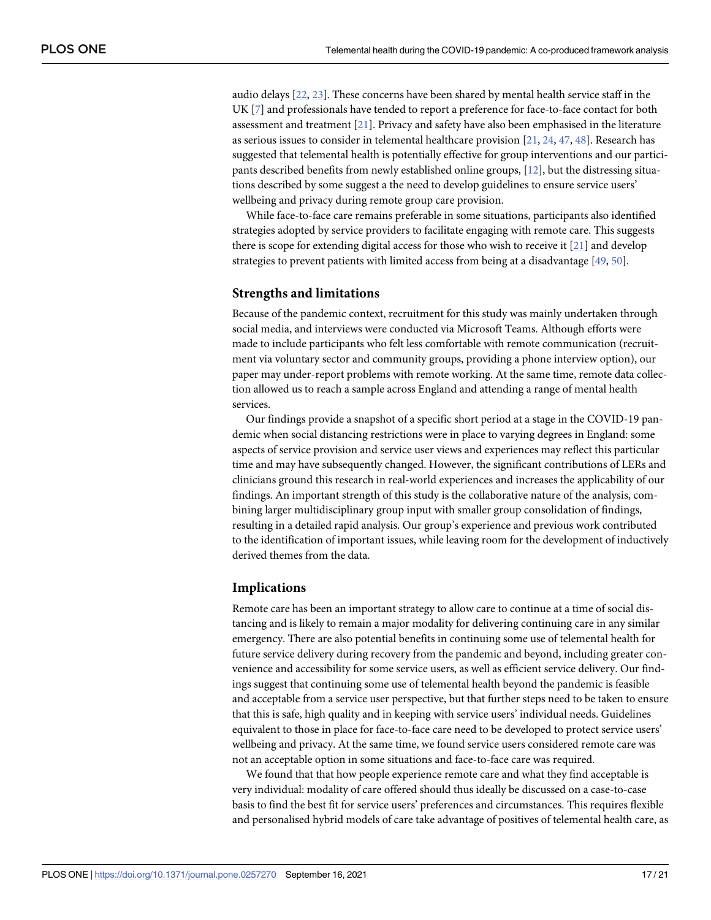audio delays [22, 23]. These concerns have been shared by mental health service staff in the UK [7] and professionals have tended to report a preference for face-to-face contact for both assessment and treatment [21]. Privacy and safety have also been emphasised in the literature as serious issues to consider in telemental healthcare provision [21, 24, 47, 48]. Research has suggested that telemental health is potentially effective for group interventions and our participants described benefits from newly established online groups, [12], but the distressing situations described by some suggest a the need to develop guidelines to ensure service users' wellbeing and privacy during remote group care provision.

While face-to-face care remains preferable in some situations, participants also identified strategies adopted by service providers to facilitate engaging with remote care. This suggests there is scope for extending digital access for those who wish to receive it [21] and develop strategies to prevent patients with limited access from being at a disadvantage [49, 50].

## Strengths and limitations

Because of the pandemic context, recruitment for this study was mainly undertaken through social media, and interviews were conducted via Microsoft Teams. Although efforts were made to include participants who felt less comfortable with remote communication (recruitment via voluntary sector and community groups, providing a phone interview option), our paper may under-report problems with remote working. At the same time, remote data collection allowed us to reach a sample across England and attending a range of mental health services.

Our findings provide a snapshot of a specific short period at a stage in the COVID-19 pandemic when social distancing restrictions were in place to varying degrees in England: some aspects of service provision and service user views and experiences may reflect this particular time and may have subsequently changed. However, the significant contributions of LERs and clinicians ground this research in real-world experiences and increases the applicability of our findings. An important strength of this study is the collaborative nature of the analysis, combining larger multidisciplinary group input with smaller group consolidation of findings, resulting in a detailed rapid analysis. Our group's experience and previous work contributed to the identification of important issues, while leaving room for the development of inductively derived themes from the data.

## Implications

Remote care has been an important strategy to allow care to continue at a time of social distancing and is likely to remain a major modality for delivering continuing care in any similar emergency. There are also potential benefits in continuing some use of telemental health for future service delivery during recovery from the pandemic and beyond, including greater convenience and accessibility for some service users, as well as efficient service delivery. Our findings suggest that continuing some use of telemental health beyond the pandemic is feasible and acceptable from a service user perspective, but that further steps need to be taken to ensure that this is safe, high quality and in keeping with service users' individual needs. Guidelines equivalent to those in place for face-to-face care need to be developed to protect service users' wellbeing and privacy. At the same time, we found service users considered remote care was not an acceptable option in some situations and face-to-face care was required.

We found that that how people experience remote care and what they find acceptable is very individual: modality of care offered should thus ideally be discussed on a case-to-case basis to find the best fit for service users' preferences and circumstances. This requires flexible and personalised hybrid models of care take advantage of positives of telemental health care, as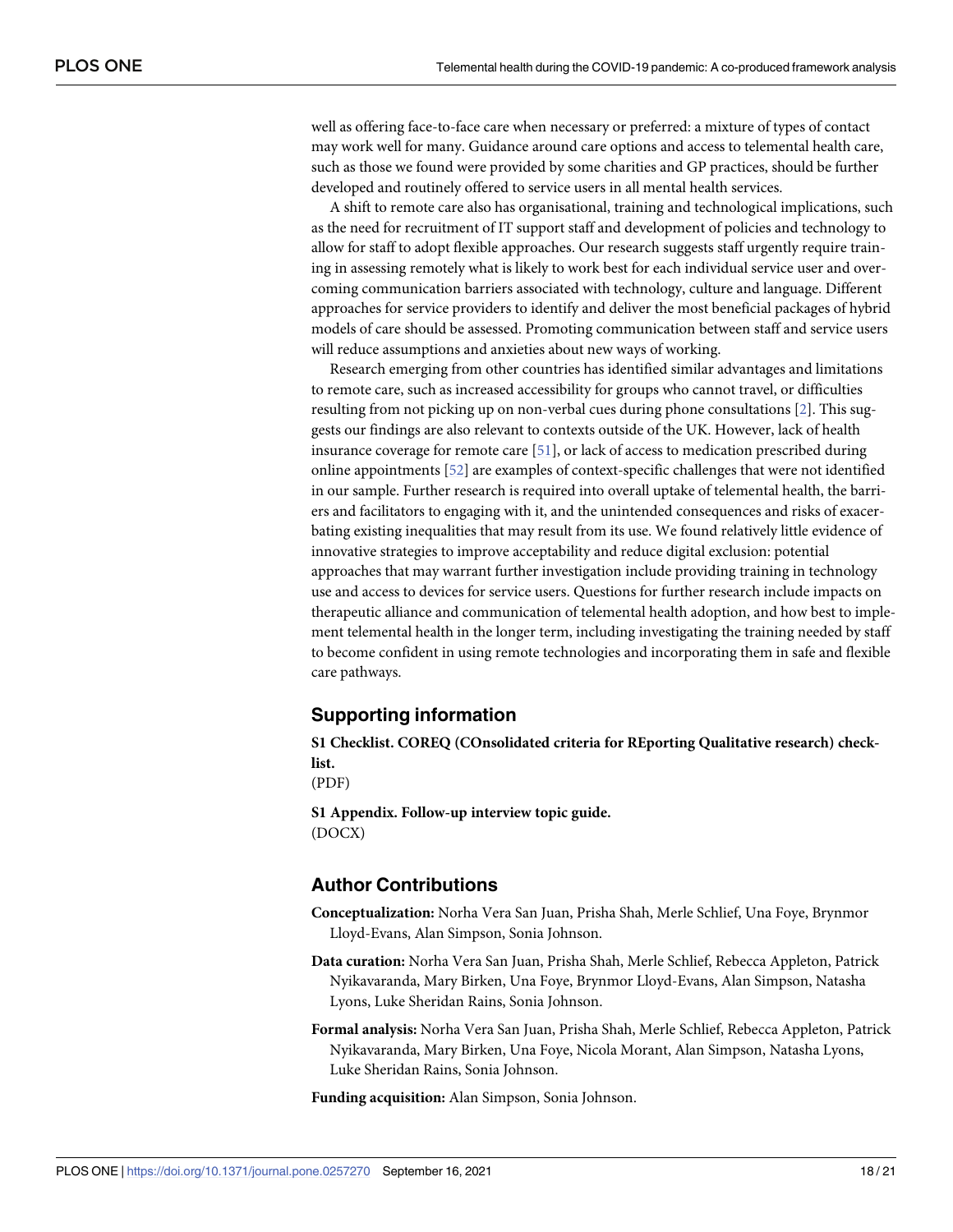well as offering face-to-face care when necessary or preferred: a mixture of types of contact may work well for many. Guidance around care options and access to telemental health care, such as those we found were provided by some charities and GP practices, should be further developed and routinely offered to service users in all mental health services.

A shift to remote care also has organisational, training and technological implications, such as the need for recruitment of IT support staff and development of policies and technology to allow for staff to adopt flexible approaches. Our research suggests staff urgently require training in assessing remotely what is likely to work best for each individual service user and overcoming communication barriers associated with technology, culture and language. Different approaches for service providers to identify and deliver the most beneficial packages of hybrid models of care should be assessed. Promoting communication between staff and service users will reduce assumptions and anxieties about new ways of working.

Research emerging from other countries has identified similar advantages and limitations to remote care, such as increased accessibility for groups who cannot travel, or difficulties resulting from not picking up on non-verbal cues during phone consultations [2]. This suggests our findings are also relevant to contexts outside of the UK. However, lack of health insurance coverage for remote care [51], or lack of access to medication prescribed during online appointments [52] are examples of context-specific challenges that were not identified in our sample. Further research is required into overall uptake of telemental health, the barriers and facilitators to engaging with it, and the unintended consequences and risks of exacerbating existing inequalities that may result from its use. We found relatively little evidence of innovative strategies to improve acceptability and reduce digital exclusion: potential approaches that may warrant further investigation include providing training in technology use and access to devices for service users. Questions for further research include impacts on therapeutic alliance and communication of telemental health adoption, and how best to implement telemental health in the longer term, including investigating the training needed by staff to become confident in using remote technologies and incorporating them in safe and flexible care pathways.

## Supporting information

**S1 Checklist. COREQ (COnsolidated criteria for REporting Qualitative research) checklist.**
(PDF)

**S1 Appendix. Follow-up interview topic guide.**
(DOCX)

## Author Contributions

**Conceptualization:** Norha Vera San Juan, Prisha Shah, Merle Schlief, Una Foye, Brynmor Lloyd-Evans, Alan Simpson, Sonia Johnson.

**Data curation:** Norha Vera San Juan, Prisha Shah, Merle Schlief, Rebecca Appleton, Patrick Nyikavaranda, Mary Birken, Una Foye, Brynmor Lloyd-Evans, Alan Simpson, Natasha Lyons, Luke Sheridan Rains, Sonia Johnson.

**Formal analysis:** Norha Vera San Juan, Prisha Shah, Merle Schlief, Rebecca Appleton, Patrick Nyikavaranda, Mary Birken, Una Foye, Nicola Morant, Alan Simpson, Natasha Lyons, Luke Sheridan Rains, Sonia Johnson.

**Funding acquisition:** Alan Simpson, Sonia Johnson.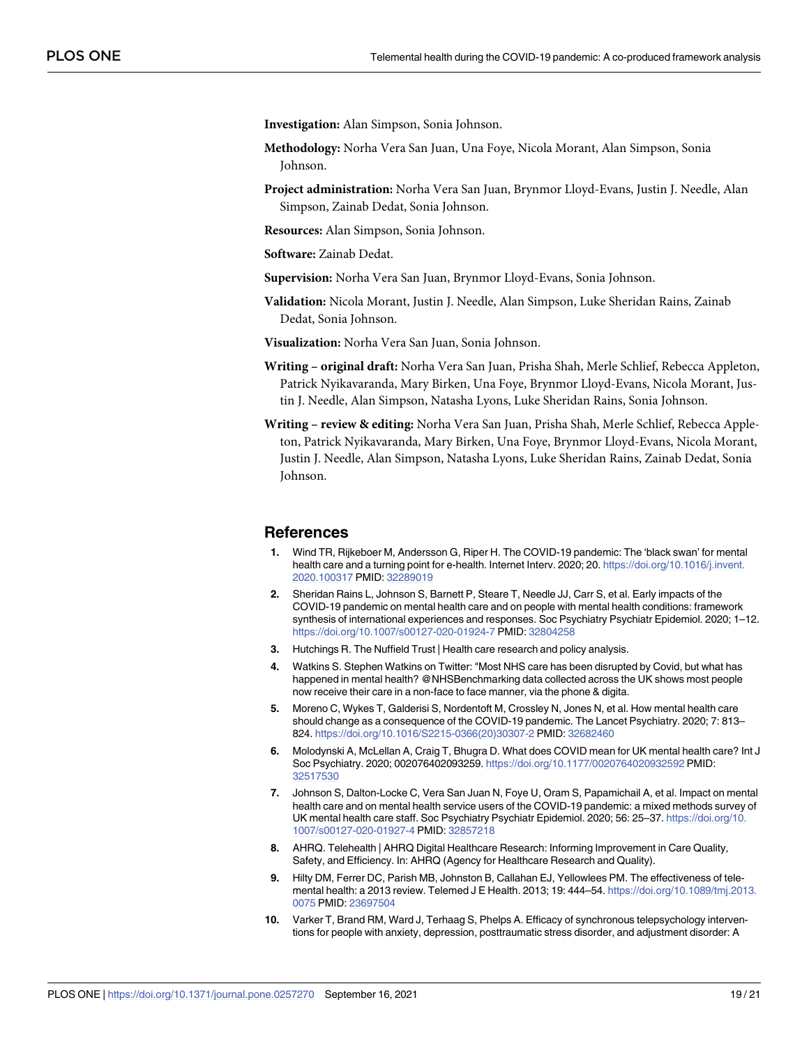**Investigation:** Alan Simpson, Sonia Johnson.

**Methodology:** Norha Vera San Juan, Una Foye, Nicola Morant, Alan Simpson, Sonia Johnson.

**Project administration:** Norha Vera San Juan, Brynmor Lloyd-Evans, Justin J. Needle, Alan Simpson, Zainab Dedat, Sonia Johnson.

**Resources:** Alan Simpson, Sonia Johnson.

**Software:** Zainab Dedat.

**Supervision:** Norha Vera San Juan, Brynmor Lloyd-Evans, Sonia Johnson.

**Validation:** Nicola Morant, Justin J. Needle, Alan Simpson, Luke Sheridan Rains, Zainab Dedat, Sonia Johnson.

**Visualization:** Norha Vera San Juan, Sonia Johnson.

**Writing – original draft:** Norha Vera San Juan, Prisha Shah, Merle Schlief, Rebecca Appleton, Patrick Nyikavaranda, Mary Birken, Una Foye, Brynmor Lloyd-Evans, Nicola Morant, Justin J. Needle, Alan Simpson, Natasha Lyons, Luke Sheridan Rains, Sonia Johnson.

**Writing – review & editing:** Norha Vera San Juan, Prisha Shah, Merle Schlief, Rebecca Appleton, Patrick Nyikavaranda, Mary Birken, Una Foye, Brynmor Lloyd-Evans, Nicola Morant, Justin J. Needle, Alan Simpson, Natasha Lyons, Luke Sheridan Rains, Zainab Dedat, Sonia Johnson.

## References

1. Wind TR, Rijkeboer M, Andersson G, Riper H. The COVID-19 pandemic: The 'black swan' for mental health care and a turning point for e-health. Internet Interv. 2020; 20. https://doi.org/10.1016/j.invent.2020.100317 PMID: 32289019
2. Sheridan Rains L, Johnson S, Barnett P, Steare T, Needle JJ, Carr S, et al. Early impacts of the COVID-19 pandemic on mental health care and on people with mental health conditions: framework synthesis of international experiences and responses. Soc Psychiatry Psychiatr Epidemiol. 2020; 1–12. https://doi.org/10.1007/s00127-020-01924-7 PMID: 32804258
3. Hutchings R. The Nuffield Trust | Health care research and policy analysis.
4. Watkins S. Stephen Watkins on Twitter: "Most NHS care has been disrupted by Covid, but what has happened in mental health? @NHSBenchmarking data collected across the UK shows most people now receive their care in a non-face to face manner, via the phone & digita.
5. Moreno C, Wykes T, Galderisi S, Nordentoft M, Crossley N, Jones N, et al. How mental health care should change as a consequence of the COVID-19 pandemic. The Lancet Psychiatry. 2020; 7: 813–824. https://doi.org/10.1016/S2215-0366(20)30307-2 PMID: 32682460
6. Molodynski A, McLellan A, Craig T, Bhugra D. What does COVID mean for UK mental health care? Int J Soc Psychiatry. 2020; 002076402093259. https://doi.org/10.1177/0020764020932592 PMID: 32517530
7. Johnson S, Dalton-Locke C, Vera San Juan N, Foye U, Oram S, Papamichail A, et al. Impact on mental health care and on mental health service users of the COVID-19 pandemic: a mixed methods survey of UK mental health care staff. Soc Psychiatry Psychiatr Epidemiol. 2020; 56: 25–37. https://doi.org/10.1007/s00127-020-01927-4 PMID: 32857218
8. AHRQ. Telehealth | AHRQ Digital Healthcare Research: Informing Improvement in Care Quality, Safety, and Efficiency. In: AHRQ (Agency for Healthcare Research and Quality).
9. Hilty DM, Ferrer DC, Parish MB, Johnston B, Callahan EJ, Yellowlees PM. The effectiveness of telemental health: a 2013 review. Telemed J E Health. 2013; 19: 444–54. https://doi.org/10.1089/tmj.2013.0075 PMID: 23697504
10. Varker T, Brand RM, Ward J, Terhaag S, Phelps A. Efficacy of synchronous telepsychology interventions for people with anxiety, depression, posttraumatic stress disorder, and adjustment disorder: A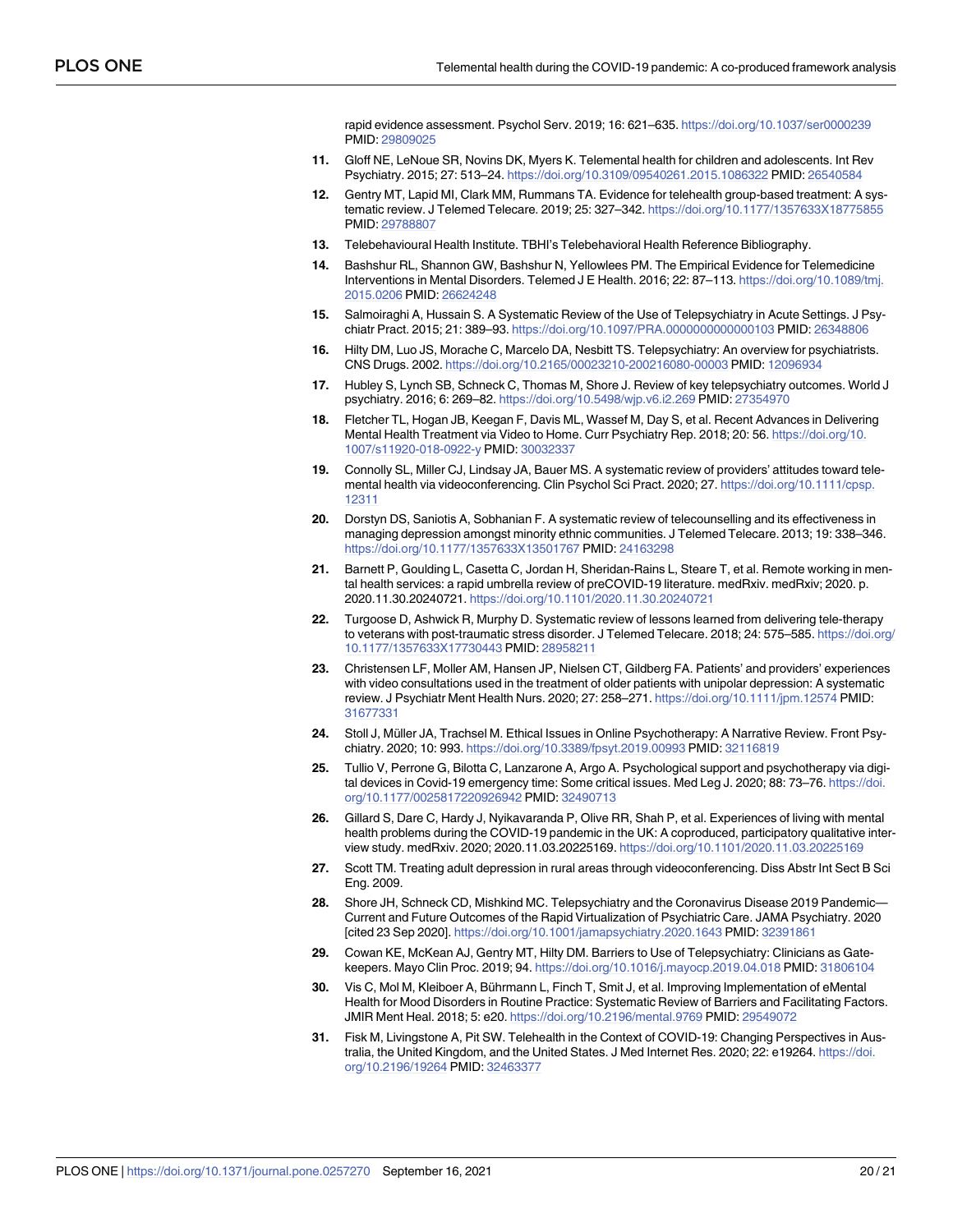rapid evidence assessment. Psychol Serv. 2019; 16: 621–635. https://doi.org/10.1037/ser0000239 PMID: 29809025

11. Gloff NE, LeNoue SR, Novins DK, Myers K. Telemental health for children and adolescents. Int Rev Psychiatry. 2015; 27: 513–24. https://doi.org/10.3109/09540261.2015.1086322 PMID: 26540584
12. Gentry MT, Lapid MI, Clark MM, Rummans TA. Evidence for telehealth group-based treatment: A systematic review. J Telemed Telecare. 2019; 25: 327–342. https://doi.org/10.1177/1357633X18775855 PMID: 29788807
13. Telebehavioural Health Institute. TBHI's Telebehavioral Health Reference Bibliography.
14. Bashshur RL, Shannon GW, Bashshur N, Yellowlees PM. The Empirical Evidence for Telemedicine Interventions in Mental Disorders. Telemed J E Health. 2016; 22: 87–113. https://doi.org/10.1089/tmj.2015.0206 PMID: 26624248
15. Salmoiraghi A, Hussain S. A Systematic Review of the Use of Telepsychiatry in Acute Settings. J Psychiatr Pract. 2015; 21: 389–93. https://doi.org/10.1097/PRA.0000000000000103 PMID: 26348806
16. Hilty DM, Luo JS, Morache C, Marcelo DA, Nesbitt TS. Telepsychiatry: An overview for psychiatrists. CNS Drugs. 2002. https://doi.org/10.2165/00023210-200216080-00003 PMID: 12096934
17. Hubley S, Lynch SB, Schneck C, Thomas M, Shore J. Review of key telepsychiatry outcomes. World J psychiatry. 2016; 6: 269–82. https://doi.org/10.5498/wjp.v6.i2.269 PMID: 27354970
18. Fletcher TL, Hogan JB, Keegan F, Davis ML, Wassef M, Day S, et al. Recent Advances in Delivering Mental Health Treatment via Video to Home. Curr Psychiatry Rep. 2018; 20: 56. https://doi.org/10.1007/s11920-018-0922-y PMID: 30032337
19. Connolly SL, Miller CJ, Lindsay JA, Bauer MS. A systematic review of providers' attitudes toward telemental health via videoconferencing. Clin Psychol Sci Pract. 2020; 27. https://doi.org/10.1111/cpsp.12311
20. Dorstyn DS, Saniotis A, Sobhanian F. A systematic review of telecounselling and its effectiveness in managing depression amongst minority ethnic communities. J Telemed Telecare. 2013; 19: 338–346. https://doi.org/10.1177/1357633X13501767 PMID: 24163298
21. Barnett P, Goulding L, Casetta C, Jordan H, Sheridan-Rains L, Steare T, et al. Remote working in mental health services: a rapid umbrella review of preCOVID-19 literature. medRxiv. medRxiv; 2020. p. 2020.11.30.20240721. https://doi.org/10.1101/2020.11.30.20240721
22. Turgoose D, Ashwick R, Murphy D. Systematic review of lessons learned from delivering tele-therapy to veterans with post-traumatic stress disorder. J Telemed Telecare. 2018; 24: 575–585. https://doi.org/10.1177/1357633X17730443 PMID: 28958211
23. Christensen LF, Moller AM, Hansen JP, Nielsen CT, Gildberg FA. Patients' and providers' experiences with video consultations used in the treatment of older patients with unipolar depression: A systematic review. J Psychiatr Ment Health Nurs. 2020; 27: 258–271. https://doi.org/10.1111/jpm.12574 PMID: 31677331
24. Stoll J, Müller JA, Trachsel M. Ethical Issues in Online Psychotherapy: A Narrative Review. Front Psychiatry. 2020; 10: 993. https://doi.org/10.3389/fpsyt.2019.00993 PMID: 32116819
25. Tullio V, Perrone G, Bilotta C, Lanzarone A, Argo A. Psychological support and psychotherapy via digital devices in Covid-19 emergency time: Some critical issues. Med Leg J. 2020; 88: 73–76. https://doi.org/10.1177/0025817220926942 PMID: 32490713
26. Gillard S, Dare C, Hardy J, Nyikavaranda P, Olive RR, Shah P, et al. Experiences of living with mental health problems during the COVID-19 pandemic in the UK: A coproduced, participatory qualitative interview study. medRxiv. 2020; 2020.11.03.20225169. https://doi.org/10.1101/2020.11.03.20225169
27. Scott TM. Treating adult depression in rural areas through videoconferencing. Diss Abstr Int Sect B Sci Eng. 2009.
28. Shore JH, Schneck CD, Mishkind MC. Telepsychiatry and the Coronavirus Disease 2019 Pandemic—Current and Future Outcomes of the Rapid Virtualization of Psychiatric Care. JAMA Psychiatry. 2020 [cited 23 Sep 2020]. https://doi.org/10.1001/jamapsychiatry.2020.1643 PMID: 32391861
29. Cowan KE, McKean AJ, Gentry MT, Hilty DM. Barriers to Use of Telepsychiatry: Clinicians as Gatekeepers. Mayo Clin Proc. 2019; 94. https://doi.org/10.1016/j.mayocp.2019.04.018 PMID: 31806104
30. Vis C, Mol M, Kleiboer A, Bührmann L, Finch T, Smit J, et al. Improving Implementation of eMental Health for Mood Disorders in Routine Practice: Systematic Review of Barriers and Facilitating Factors. JMIR Ment Heal. 2018; 5: e20. https://doi.org/10.2196/mental.9769 PMID: 29549072
31. Fisk M, Livingstone A, Pit SW. Telehealth in the Context of COVID-19: Changing Perspectives in Australia, the United Kingdom, and the United States. J Med Internet Res. 2020; 22: e19264. https://doi.org/10.2196/19264 PMID: 32463377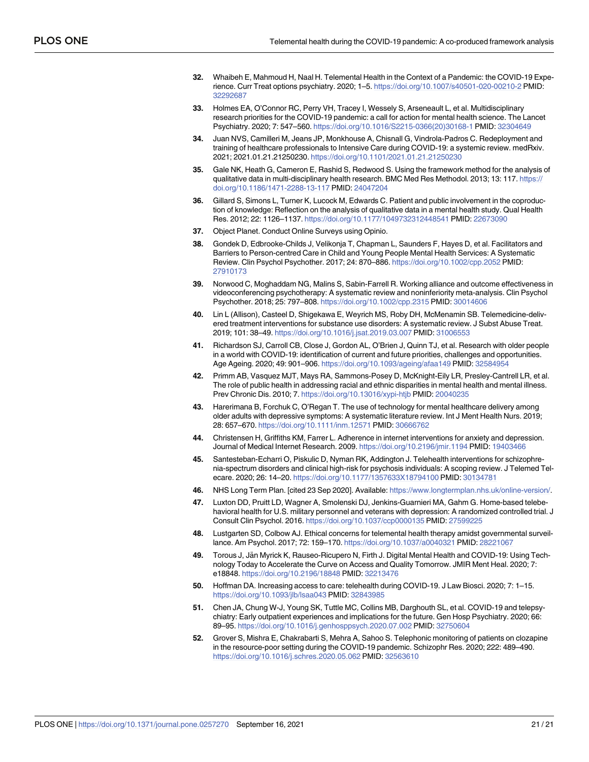32. Whaibeh E, Mahmoud H, Naal H. Telemental Health in the Context of a Pandemic: the COVID-19 Experience. Curr Treat options psychiatry. 2020; 1–5. https://doi.org/10.1007/s40501-020-00210-2 PMID: 32292687

33. Holmes EA, O'Connor RC, Perry VH, Tracey I, Wessely S, Arseneault L, et al. Multidisciplinary research priorities for the COVID-19 pandemic: a call for action for mental health science. The Lancet Psychiatry. 2020; 7: 547–560. https://doi.org/10.1016/S2215-0366(20)30168-1 PMID: 32304649

34. Juan NVS, Camilleri M, Jeans JP, Monkhouse A, Chisnall G, Vindrola-Padros C. Redeployment and training of healthcare professionals to Intensive Care during COVID-19: a systemic review. medRxiv. 2021; 2021.01.21.21250230. https://doi.org/10.1101/2021.01.21.21250230

35. Gale NK, Heath G, Cameron E, Rashid S, Redwood S. Using the framework method for the analysis of qualitative data in multi-disciplinary health research. BMC Med Res Methodol. 2013; 13: 117. https://doi.org/10.1186/1471-2288-13-117 PMID: 24047204

36. Gillard S, Simons L, Turner K, Lucock M, Edwards C. Patient and public involvement in the coproduction of knowledge: Reflection on the analysis of qualitative data in a mental health study. Qual Health Res. 2012; 22: 1126–1137. https://doi.org/10.1177/1049732312448541 PMID: 22673090

37. Object Planet. Conduct Online Surveys using Opinio.

38. Gondek D, Edbrooke-Childs J, Velikonja T, Chapman L, Saunders F, Hayes D, et al. Facilitators and Barriers to Person-centred Care in Child and Young People Mental Health Services: A Systematic Review. Clin Psychol Psychother. 2017; 24: 870–886. https://doi.org/10.1002/cpp.2052 PMID: 27910173

39. Norwood C, Moghaddam NG, Malins S, Sabin-Farrell R. Working alliance and outcome effectiveness in videoconferencing psychotherapy: A systematic review and noninferiority meta-analysis. Clin Psychol Psychother. 2018; 25: 797–808. https://doi.org/10.1002/cpp.2315 PMID: 30014606

40. Lin L (Allison), Casteel D, Shigekawa E, Weyrich MS, Roby DH, McMenamin SB. Telemedicine-delivered treatment interventions for substance use disorders: A systematic review. J Subst Abuse Treat. 2019; 101: 38–49. https://doi.org/10.1016/j.jsat.2019.03.007 PMID: 31006553

41. Richardson SJ, Carroll CB, Close J, Gordon AL, O'Brien J, Quinn TJ, et al. Research with older people in a world with COVID-19: identification of current and future priorities, challenges and opportunities. Age Ageing. 2020; 49: 901–906. https://doi.org/10.1093/ageing/afaa149 PMID: 32584954

42. Primm AB, Vasquez MJT, Mays RA, Sammons-Posey D, McKnight-Eily LR, Presley-Cantrell LR, et al. The role of public health in addressing racial and ethnic disparities in mental health and mental illness. Prev Chronic Dis. 2010; 7. https://doi.org/10.13016/xypi-htjb PMID: 20040235

43. Harerimana B, Forchuk C, O'Regan T. The use of technology for mental healthcare delivery among older adults with depressive symptoms: A systematic literature review. Int J Ment Health Nurs. 2019; 28: 657–670. https://doi.org/10.1111/inm.12571 PMID: 30666762

44. Christensen H, Griffiths KM, Farrer L. Adherence in internet interventions for anxiety and depression. Journal of Medical Internet Research. 2009. https://doi.org/10.2196/jmir.1194 PMID: 19403466

45. Santesteban-Echarri O, Piskulic D, Nyman RK, Addington J. Telehealth interventions for schizophrenia-spectrum disorders and clinical high-risk for psychosis individuals: A scoping review. J Telemed Telecare. 2020; 26: 14–20. https://doi.org/10.1177/1357633X18794100 PMID: 30134781

46. NHS Long Term Plan. [cited 23 Sep 2020]. Available: https://www.longtermplan.nhs.uk/online-version/.

47. Luxton DD, Pruitt LD, Wagner A, Smolenski DJ, Jenkins-Guarnieri MA, Gahm G. Home-based telebehavioral health for U.S. military personnel and veterans with depression: A randomized controlled trial. J Consult Clin Psychol. 2016. https://doi.org/10.1037/ccp0000135 PMID: 27599225

48. Lustgarten SD, Colbow AJ. Ethical concerns for telemental health therapy amidst governmental surveillance. Am Psychol. 2017; 72: 159–170. https://doi.org/10.1037/a0040321 PMID: 28221067

49. Torous J, Jän Myrick K, Rauseo-Ricupero N, Firth J. Digital Mental Health and COVID-19: Using Technology Today to Accelerate the Curve on Access and Quality Tomorrow. JMIR Ment Heal. 2020; 7: e18848. https://doi.org/10.2196/18848 PMID: 32213476

50. Hoffman DA. Increasing access to care: telehealth during COVID-19. J Law Biosci. 2020; 7: 1–15. https://doi.org/10.1093/jlb/lsaa043 PMID: 32843985

51. Chen JA, Chung W-J, Young SK, Tuttle MC, Collins MB, Darghouth SL, et al. COVID-19 and telepsychiatry: Early outpatient experiences and implications for the future. Gen Hosp Psychiatry. 2020; 66: 89–95. https://doi.org/10.1016/j.genhosppsych.2020.07.002 PMID: 32750604

52. Grover S, Mishra E, Chakrabarti S, Mehra A, Sahoo S. Telephonic monitoring of patients on clozapine in the resource-poor setting during the COVID-19 pandemic. Schizophr Res. 2020; 222: 489–490. https://doi.org/10.1016/j.schres.2020.05.062 PMID: 32563610